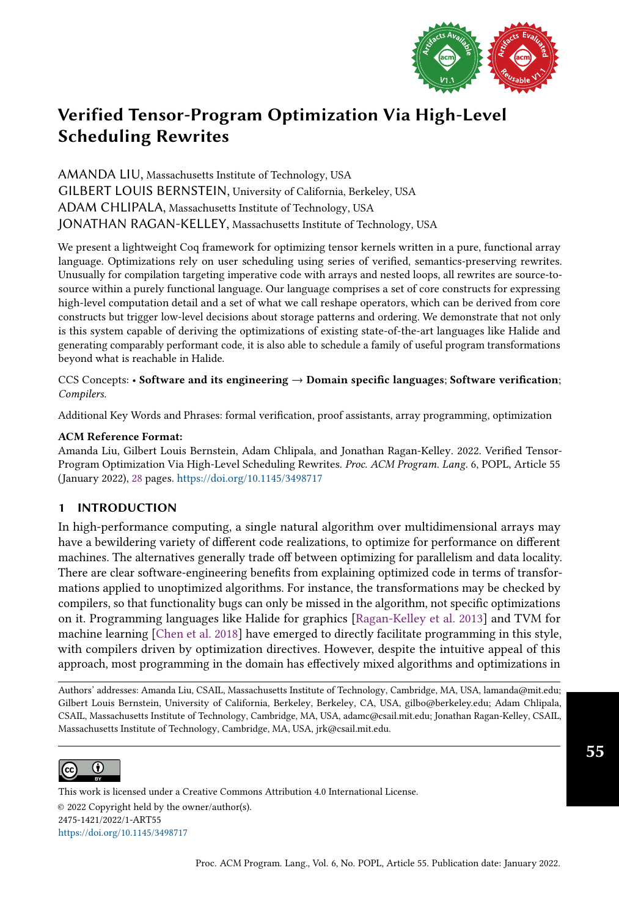# Verified Tensor-Program Optimization Via High-Level Scheduling Rewrites

AMANDA LIU, Massachusetts Institute of Technology, USA
GILBERT LOUIS BERNSTEIN, University of California, Berkeley, USA
ADAM CHLIPALA, Massachusetts Institute of Technology, USA
JONATHAN RAGAN-KELLEY, Massachusetts Institute of Technology, USA

We present a lightweight Coq framework for optimizing tensor kernels written in a pure, functional array language. Optimizations rely on user scheduling using series of verified, semantics-preserving rewrites. Unusually for compilation targeting imperative code with arrays and nested loops, all rewrites are source-to-source within a purely functional language. Our language comprises a set of core constructs for expressing high-level computation detail and a set of what we call reshape operators, which can be derived from core constructs but trigger low-level decisions about storage patterns and ordering. We demonstrate that not only is this system capable of deriving the optimizations of existing state-of-the-art languages like Halide and generating comparably performant code, it is also able to schedule a family of useful program transformations beyond what is reachable in Halide.

CCS Concepts: • **Software and its engineering** → **Domain specific languages**; **Software verification**; *Compilers*.

Additional Key Words and Phrases: formal verification, proof assistants, array programming, optimization

**ACM Reference Format:**
Amanda Liu, Gilbert Louis Bernstein, Adam Chlipala, and Jonathan Ragan-Kelley. 2022. Verified Tensor-Program Optimization Via High-Level Scheduling Rewrites. *Proc. ACM Program. Lang.* 6, POPL, Article 55 (January 2022), 28 pages. https://doi.org/10.1145/3498717

## 1 INTRODUCTION

In high-performance computing, a single natural algorithm over multidimensional arrays may have a bewildering variety of different code realizations, to optimize for performance on different machines. The alternatives generally trade off between optimizing for parallelism and data locality. There are clear software-engineering benefits from explaining optimized code in terms of transformations applied to unoptimized algorithms. For instance, the transformations may be checked by compilers, so that functionality bugs can only be missed in the algorithm, not specific optimizations on it. Programming languages like Halide for graphics [Ragan-Kelley et al. 2013] and TVM for machine learning [Chen et al. 2018] have emerged to directly facilitate programming in this style, with compilers driven by optimization directives. However, despite the intuitive appeal of this approach, most programming in the domain has effectively mixed algorithms and optimizations in

---

Authors' addresses: Amanda Liu, CSAIL, Massachusetts Institute of Technology, Cambridge, MA, USA, lamanda@mit.edu; Gilbert Louis Bernstein, University of California, Berkeley, Berkeley, CA, USA, gilbo@berkeley.edu; Adam Chlipala, CSAIL, Massachusetts Institute of Technology, Cambridge, MA, USA, adamc@csail.mit.edu; Jonathan Ragan-Kelley, CSAIL, Massachusetts Institute of Technology, Cambridge, MA, USA, jrk@csail.mit.edu.

This work is licensed under a Creative Commons Attribution 4.0 International License.
© 2022 Copyright held by the owner/author(s).
2475-1421/2022/1-ART55
https://doi.org/10.1145/3498717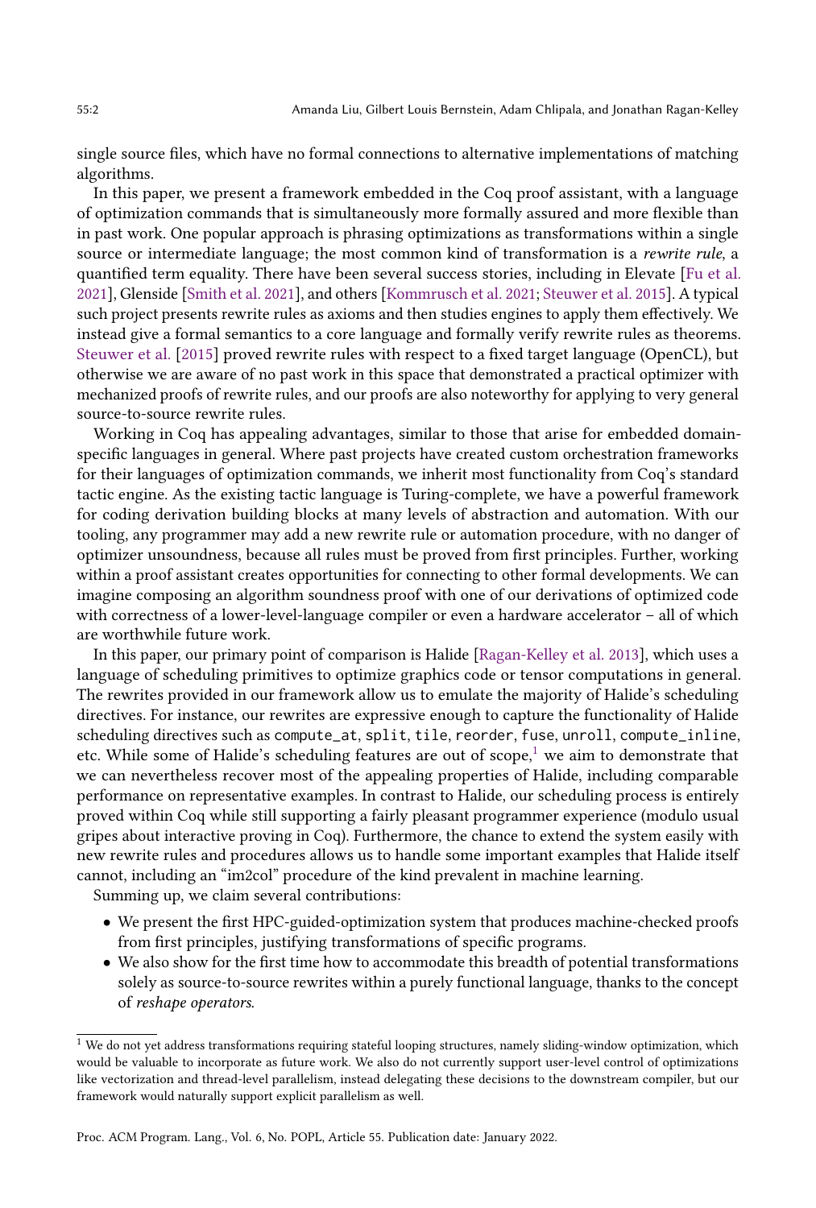single source files, which have no formal connections to alternative implementations of matching algorithms.

In this paper, we present a framework embedded in the Coq proof assistant, with a language of optimization commands that is simultaneously more formally assured and more flexible than in past work. One popular approach is phrasing optimizations as transformations within a single source or intermediate language; the most common kind of transformation is a *rewrite rule*, a quantified term equality. There have been several success stories, including in Elevate [Fu et al. 2021], Glenside [Smith et al. 2021], and others [Kommrusch et al. 2021; Steuwer et al. 2015]. A typical such project presents rewrite rules as axioms and then studies engines to apply them effectively. We instead give a formal semantics to a core language and formally verify rewrite rules as theorems. Steuwer et al. [2015] proved rewrite rules with respect to a fixed target language (OpenCL), but otherwise we are aware of no past work in this space that demonstrated a practical optimizer with mechanized proofs of rewrite rules, and our proofs are also noteworthy for applying to very general source-to-source rewrite rules.

Working in Coq has appealing advantages, similar to those that arise for embedded domain-specific languages in general. Where past projects have created custom orchestration frameworks for their languages of optimization commands, we inherit most functionality from Coq's standard tactic engine. As the existing tactic language is Turing-complete, we have a powerful framework for coding derivation building blocks at many levels of abstraction and automation. With our tooling, any programmer may add a new rewrite rule or automation procedure, with no danger of optimizer unsoundness, because all rules must be proved from first principles. Further, working within a proof assistant creates opportunities for connecting to other formal developments. We can imagine composing an algorithm soundness proof with one of our derivations of optimized code with correctness of a lower-level-language compiler or even a hardware accelerator – all of which are worthwhile future work.

In this paper, our primary point of comparison is Halide [Ragan-Kelley et al. 2013], which uses a language of scheduling primitives to optimize graphics code or tensor computations in general. The rewrites provided in our framework allow us to emulate the majority of Halide's scheduling directives. For instance, our rewrites are expressive enough to capture the functionality of Halide scheduling directives such as `compute_at`, `split`, `tile`, `reorder`, `fuse`, `unroll`, `compute_inline`, etc. While some of Halide's scheduling features are out of scope,[1] we aim to demonstrate that we can nevertheless recover most of the appealing properties of Halide, including comparable performance on representative examples. In contrast to Halide, our scheduling process is entirely proved within Coq while still supporting a fairly pleasant programmer experience (modulo usual gripes about interactive proving in Coq). Furthermore, the chance to extend the system easily with new rewrite rules and procedures allows us to handle some important examples that Halide itself cannot, including an "im2col" procedure of the kind prevalent in machine learning.

Summing up, we claim several contributions:

- We present the first HPC-guided-optimization system that produces machine-checked proofs from first principles, justifying transformations of specific programs.
- We also show for the first time how to accommodate this breadth of potential transformations solely as source-to-source rewrites within a purely functional language, thanks to the concept of *reshape operators*.

[1] We do not yet address transformations requiring stateful looping structures, namely sliding-window optimization, which would be valuable to incorporate as future work. We also do not currently support user-level control of optimizations like vectorization and thread-level parallelism, instead delegating these decisions to the downstream compiler, but our framework would naturally support explicit parallelism as well.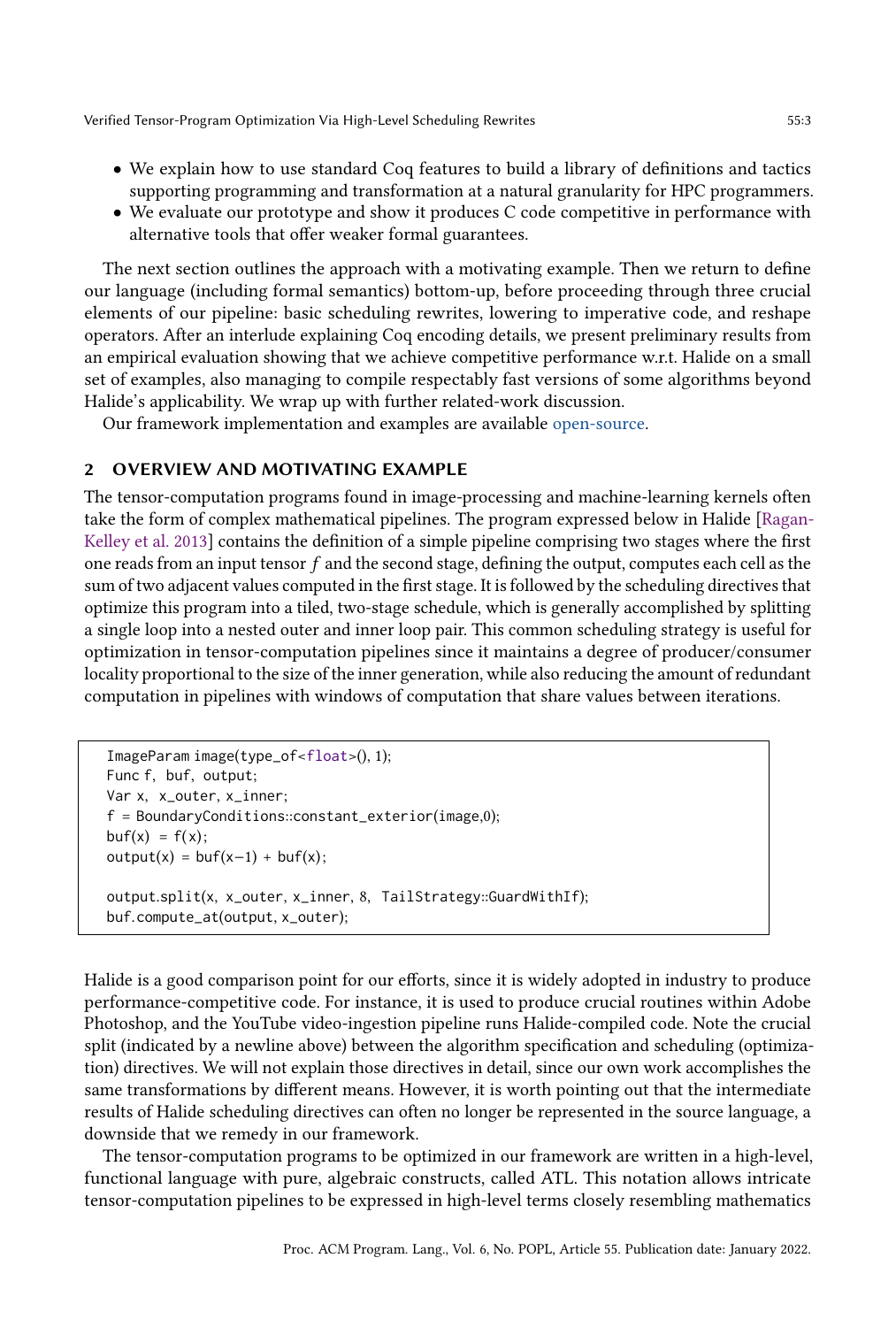- We explain how to use standard Coq features to build a library of definitions and tactics supporting programming and transformation at a natural granularity for HPC programmers.
- We evaluate our prototype and show it produces C code competitive in performance with alternative tools that offer weaker formal guarantees.

The next section outlines the approach with a motivating example. Then we return to define our language (including formal semantics) bottom-up, before proceeding through three crucial elements of our pipeline: basic scheduling rewrites, lowering to imperative code, and reshape operators. After an interlude explaining Coq encoding details, we present preliminary results from an empirical evaluation showing that we achieve competitive performance w.r.t. Halide on a small set of examples, also managing to compile respectably fast versions of some algorithms beyond Halide's applicability. We wrap up with further related-work discussion.

Our framework implementation and examples are available open-source.

## 2 OVERVIEW AND MOTIVATING EXAMPLE

The tensor-computation programs found in image-processing and machine-learning kernels often take the form of complex mathematical pipelines. The program expressed below in Halide [Ragan-Kelley et al. 2013] contains the definition of a simple pipeline comprising two stages where the first one reads from an input tensor $f$ and the second stage, defining the output, computes each cell as the sum of two adjacent values computed in the first stage. It is followed by the scheduling directives that optimize this program into a tiled, two-stage schedule, which is generally accomplished by splitting a single loop into a nested outer and inner loop pair. This common scheduling strategy is useful for optimization in tensor-computation pipelines since it maintains a degree of producer/consumer locality proportional to the size of the inner generation, while also reducing the amount of redundant computation in pipelines with windows of computation that share values between iterations.

```
ImageParam image(type_of<float>(), 1);
Func f, buf, output;
Var x, x_outer, x_inner;
f = BoundaryConditions::constant_exterior(image,0);
buf(x) = f(x);
output(x) = buf(x-1) + buf(x);

output.split(x, x_outer, x_inner, 8, TailStrategy::GuardWithIf);
buf.compute_at(output, x_outer);
```

Halide is a good comparison point for our efforts, since it is widely adopted in industry to produce performance-competitive code. For instance, it is used to produce crucial routines within Adobe Photoshop, and the YouTube video-ingestion pipeline runs Halide-compiled code. Note the crucial split (indicated by a newline above) between the algorithm specification and scheduling (optimization) directives. We will not explain those directives in detail, since our own work accomplishes the same transformations by different means. However, it is worth pointing out that the intermediate results of Halide scheduling directives can often no longer be represented in the source language, a downside that we remedy in our framework.

The tensor-computation programs to be optimized in our framework are written in a high-level, functional language with pure, algebraic constructs, called ATL. This notation allows intricate tensor-computation pipelines to be expressed in high-level terms closely resembling mathematics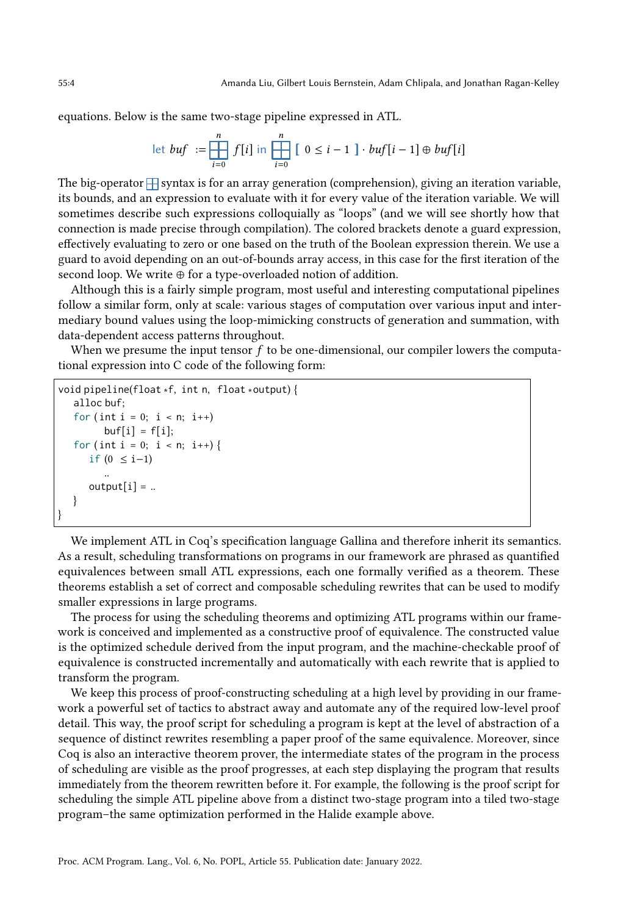equations. Below is the same two-stage pipeline expressed in ATL.

$$\text{let } buf := \boxplus_{i=0}^{n} f[i] \text{ in } \boxplus_{i=0}^{n} [\ 0 \leq i-1\ ] \cdot buf[i-1] \oplus buf[i]$$

The big-operator $\boxplus$ syntax is for an array generation (comprehension), giving an iteration variable, its bounds, and an expression to evaluate with it for every value of the iteration variable. We will sometimes describe such expressions colloquially as "loops" (and we will see shortly how that connection is made precise through compilation). The colored brackets denote a guard expression, effectively evaluating to zero or one based on the truth of the Boolean expression therein. We use a guard to avoid depending on an out-of-bounds array access, in this case for the first iteration of the second loop. We write $\oplus$ for a type-overloaded notion of addition.

Although this is a fairly simple program, most useful and interesting computational pipelines follow a similar form, only at scale: various stages of computation over various input and intermediary bound values using the loop-mimicking constructs of generation and summation, with data-dependent access patterns throughout.

When we presume the input tensor $f$ to be one-dimensional, our compiler lowers the computational expression into C code of the following form:

```
void pipeline(float *f, int n, float *output) {
  alloc buf;
  for (int i = 0; i < n; i++)
      buf[i] = f[i];
  for (int i = 0; i < n; i++) {
    if (0 ≤ i−1)
      ..
    output[i] = ..
  }
}
```

We implement ATL in Coq's specification language Gallina and therefore inherit its semantics. As a result, scheduling transformations on programs in our framework are phrased as quantified equivalences between small ATL expressions, each one formally verified as a theorem. These theorems establish a set of correct and composable scheduling rewrites that can be used to modify smaller expressions in large programs.

The process for using the scheduling theorems and optimizing ATL programs within our framework is conceived and implemented as a constructive proof of equivalence. The constructed value is the optimized schedule derived from the input program, and the machine-checkable proof of equivalence is constructed incrementally and automatically with each rewrite that is applied to transform the program.

We keep this process of proof-constructing scheduling at a high level by providing in our framework a powerful set of tactics to abstract away and automate any of the required low-level proof detail. This way, the proof script for scheduling a program is kept at the level of abstraction of a sequence of distinct rewrites resembling a paper proof of the same equivalence. Moreover, since Coq is also an interactive theorem prover, the intermediate states of the program in the process of scheduling are visible as the proof progresses, at each step displaying the program that results immediately from the theorem rewritten before it. For example, the following is the proof script for scheduling the simple ATL pipeline above from a distinct two-stage program into a tiled two-stage program–the same optimization performed in the Halide example above.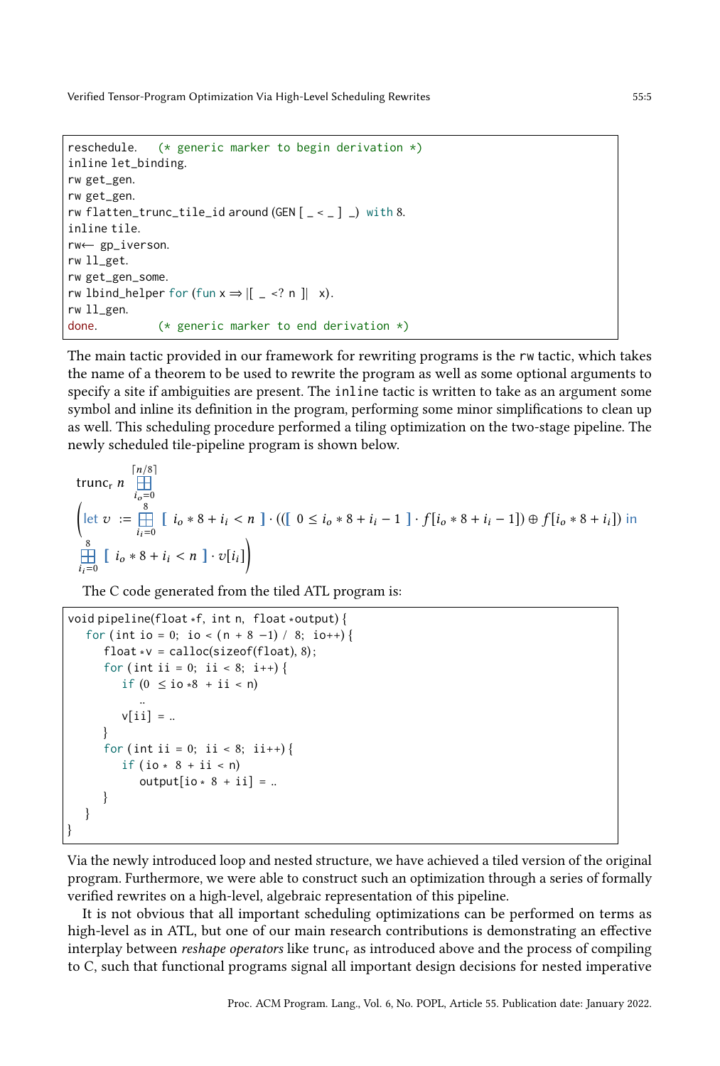```
reschedule.   (* generic marker to begin derivation *)
inline let_binding.
rw get_gen.
rw get_gen.
rw flatten_trunc_tile_id around (GEN [ _ < _ ] _) with 8.
inline tile.
rw← gp_iverson.
rw ll_get.
rw get_gen_some.
rw lbind_helper for (fun x ⇒ |[ _ <? n ]| x).
rw ll_gen.
done.         (* generic marker to end derivation *)
```

The main tactic provided in our framework for rewriting programs is the `rw` tactic, which takes the name of a theorem to be used to rewrite the program as well as some optional arguments to specify a site if ambiguities are present. The `inline` tactic is written to take as an argument some symbol and inline its definition in the program, performing some minor simplifications to clean up as well. This scheduling procedure performed a tiling optimization on the two-stage pipeline. The newly scheduled tile-pipeline program is shown below.

$$\mathsf{trunc_r}\ n \ \underset{i_o=0}{\overset{\lceil n/8 \rceil}{\boxplus}} \left( \text{let } v := \underset{i_i=0}{\overset{8}{\boxplus}} [\ i_o * 8 + i_i < n\ ] \cdot (([\ 0 \le i_o * 8 + i_i - 1\ ] \cdot f[i_o * 8 + i_i - 1]) \oplus f[i_o * 8 + i_i]) \text{ in } \underset{i_i=0}{\overset{8}{\boxplus}} [\ i_o * 8 + i_i < n\ ] \cdot v[i_i] \right)$$

The C code generated from the tiled ATL program is:

```
void pipeline(float *f, int n, float *output) {
   for (int io = 0; io < (n + 8 -1) / 8; io++) {
      float *v = calloc(sizeof(float), 8);
      for (int ii = 0; ii < 8; i++) {
         if (0 ≤ io *8 + ii < n)
            ..
         v[ii] = ..
      }
      for (int ii = 0; ii < 8; ii++) {
         if (io * 8 + ii < n)
            output[io * 8 + ii] = ..
      }
   }
}
```

Via the newly introduced loop and nested structure, we have achieved a tiled version of the original program. Furthermore, we were able to construct such an optimization through a series of formally verified rewrites on a high-level, algebraic representation of this pipeline.

It is not obvious that all important scheduling optimizations can be performed on terms as high-level as in ATL, but one of our main research contributions is demonstrating an effective interplay between *reshape operators* like $\mathsf{trunc_r}$ as introduced above and the process of compiling to C, such that functional programs signal all important design decisions for nested imperative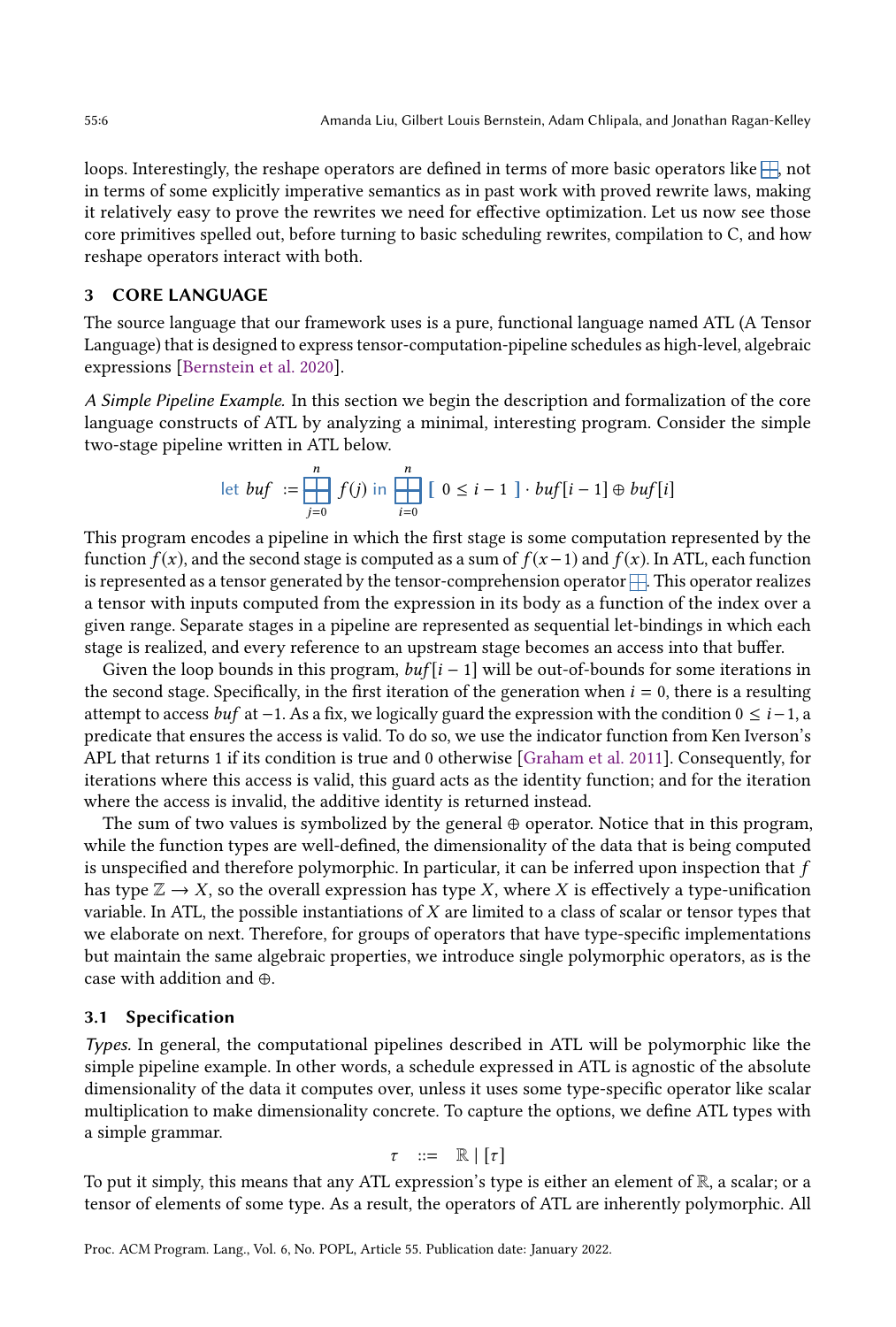loops. Interestingly, the reshape operators are defined in terms of more basic operators like $\boxplus$, not in terms of some explicitly imperative semantics as in past work with proved rewrite laws, making it relatively easy to prove the rewrites we need for effective optimization. Let us now see those core primitives spelled out, before turning to basic scheduling rewrites, compilation to C, and how reshape operators interact with both.

## 3 CORE LANGUAGE

The source language that our framework uses is a pure, functional language named ATL (A Tensor Language) that is designed to express tensor-computation-pipeline schedules as high-level, algebraic expressions [Bernstein et al. 2020].

*A Simple Pipeline Example.* In this section we begin the description and formalization of the core language constructs of ATL by analyzing a minimal, interesting program. Consider the simple two-stage pipeline written in ATL below.

$$\text{let } buf := \boxplus_{j=0}^{n} f(j) \text{ in } \boxplus_{i=0}^{n} [\![\ 0 \leq i-1\ ]\!] \cdot buf[i-1] \oplus buf[i]$$

This program encodes a pipeline in which the first stage is some computation represented by the function $f(x)$, and the second stage is computed as a sum of $f(x-1)$ and $f(x)$. In ATL, each function is represented as a tensor generated by the tensor-comprehension operator $\boxplus$. This operator realizes a tensor with inputs computed from the expression in its body as a function of the index over a given range. Separate stages in a pipeline are represented as sequential let-bindings in which each stage is realized, and every reference to an upstream stage becomes an access into that buffer.

Given the loop bounds in this program, $buf[i-1]$ will be out-of-bounds for some iterations in the second stage. Specifically, in the first iteration of the generation when $i = 0$, there is a resulting attempt to access $buf$ at $-1$. As a fix, we logically guard the expression with the condition $0 \leq i-1$, a predicate that ensures the access is valid. To do so, we use the indicator function from Ken Iverson's APL that returns 1 if its condition is true and 0 otherwise [Graham et al. 2011]. Consequently, for iterations where this access is valid, this guard acts as the identity function; and for the iteration where the access is invalid, the additive identity is returned instead.

The sum of two values is symbolized by the general $\oplus$ operator. Notice that in this program, while the function types are well-defined, the dimensionality of the data that is being computed is unspecified and therefore polymorphic. In particular, it can be inferred upon inspection that $f$ has type $\mathbb{Z} \to X$, so the overall expression has type $X$, where $X$ is effectively a type-unification variable. In ATL, the possible instantiations of $X$ are limited to a class of scalar or tensor types that we elaborate on next. Therefore, for groups of operators that have type-specific implementations but maintain the same algebraic properties, we introduce single polymorphic operators, as is the case with addition and $\oplus$.

### 3.1 Specification

*Types.* In general, the computational pipelines described in ATL will be polymorphic like the simple pipeline example. In other words, a schedule expressed in ATL is agnostic of the absolute dimensionality of the data it computes over, unless it uses some type-specific operator like scalar multiplication to make dimensionality concrete. To capture the options, we define ATL types with a simple grammar.

$$\tau \quad ::= \quad \mathbb{R} \mid [\tau]$$

To put it simply, this means that any ATL expression's type is either an element of $\mathbb{R}$, a scalar; or a tensor of elements of some type. As a result, the operators of ATL are inherently polymorphic. All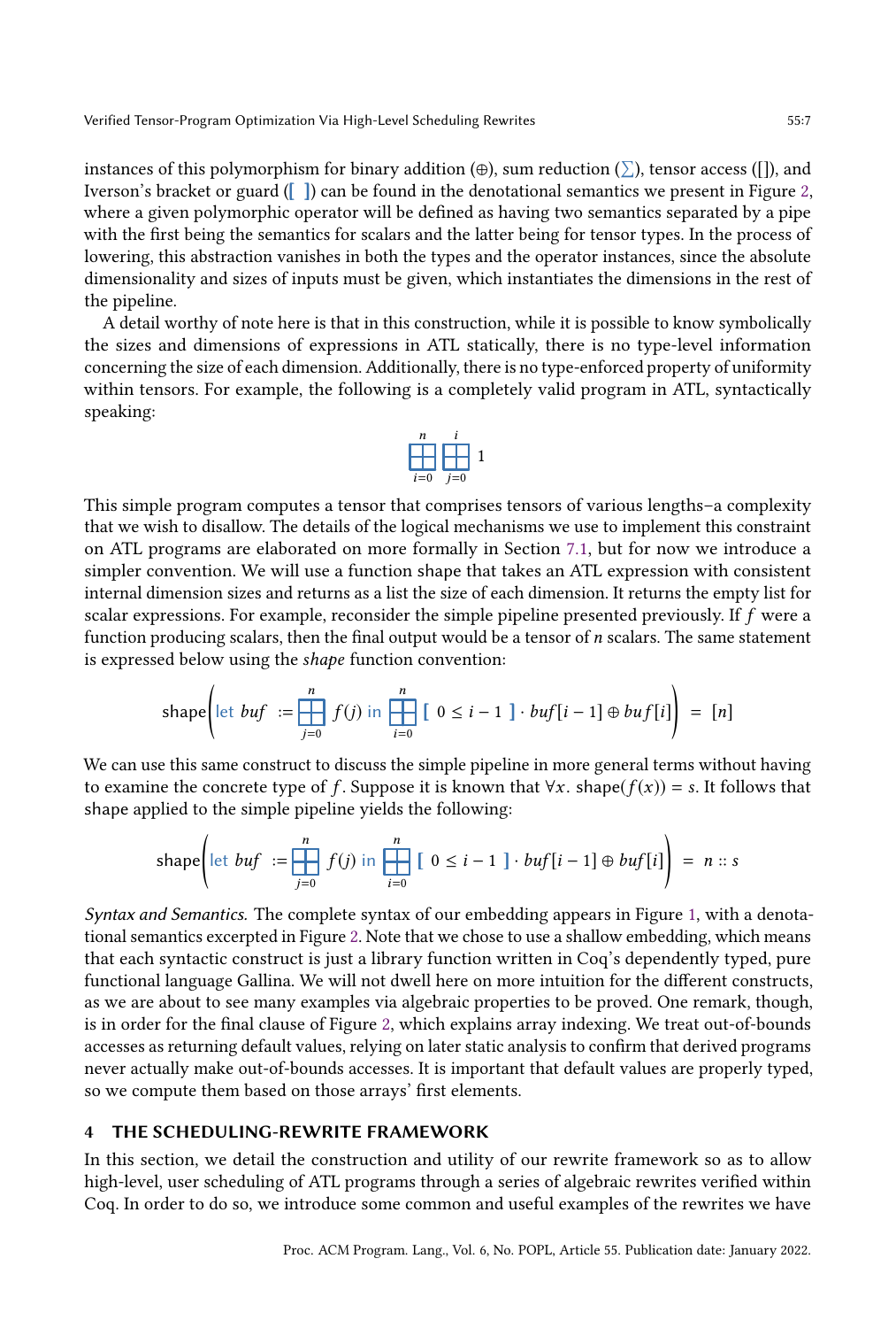instances of this polymorphism for binary addition (⊕), sum reduction (∑), tensor access ([]), and Iverson's bracket or guard ([ ]) can be found in the denotational semantics we present in Figure 2, where a given polymorphic operator will be defined as having two semantics separated by a pipe with the first being the semantics for scalars and the latter being for tensor types. In the process of lowering, this abstraction vanishes in both the types and the operator instances, since the absolute dimensionality and sizes of inputs must be given, which instantiates the dimensions in the rest of the pipeline.

A detail worthy of note here is that in this construction, while it is possible to know symbolically the sizes and dimensions of expressions in ATL statically, there is no type-level information concerning the size of each dimension. Additionally, there is no type-enforced property of uniformity within tensors. For example, the following is a completely valid program in ATL, syntactically speaking:

$$\boxplus_{i=0}^{n} \boxplus_{j=0}^{i} 1$$

This simple program computes a tensor that comprises tensors of various lengths–a complexity that we wish to disallow. The details of the logical mechanisms we use to implement this constraint on ATL programs are elaborated on more formally in Section 7.1, but for now we introduce a simpler convention. We will use a function shape that takes an ATL expression with consistent internal dimension sizes and returns as a list the size of each dimension. It returns the empty list for scalar expressions. For example, reconsider the simple pipeline presented previously. If $f$ were a function producing scalars, then the final output would be a tensor of $n$ scalars. The same statement is expressed below using the *shape* function convention:

$$\text{shape}\left(\textsf{let}\ buf\ := \boxplus_{j=0}^{n} f(j)\ \textsf{in}\ \boxplus_{i=0}^{n} [\ 0 \leq i-1\ ] \cdot buf[i-1] \oplus buf[i]\right) = [n]$$

We can use this same construct to discuss the simple pipeline in more general terms without having to examine the concrete type of $f$. Suppose it is known that $\forall x.\ \text{shape}(f(x)) = s$. It follows that shape applied to the simple pipeline yields the following:

$$\text{shape}\left(\textsf{let}\ buf\ := \boxplus_{j=0}^{n} f(j)\ \textsf{in}\ \boxplus_{i=0}^{n} [\ 0 \leq i-1\ ] \cdot buf[i-1] \oplus buf[i]\right) = n :: s$$

*Syntax and Semantics.* The complete syntax of our embedding appears in Figure 1, with a denotational semantics excerpted in Figure 2. Note that we chose to use a shallow embedding, which means that each syntactic construct is just a library function written in Coq's dependently typed, pure functional language Gallina. We will not dwell here on more intuition for the different constructs, as we are about to see many examples via algebraic properties to be proved. One remark, though, is in order for the final clause of Figure 2, which explains array indexing. We treat out-of-bounds accesses as returning default values, relying on later static analysis to confirm that derived programs never actually make out-of-bounds accesses. It is important that default values are properly typed, so we compute them based on those arrays' first elements.

## 4 THE SCHEDULING-REWRITE FRAMEWORK

In this section, we detail the construction and utility of our rewrite framework so as to allow high-level, user scheduling of ATL programs through a series of algebraic rewrites verified within Coq. In order to do so, we introduce some common and useful examples of the rewrites we have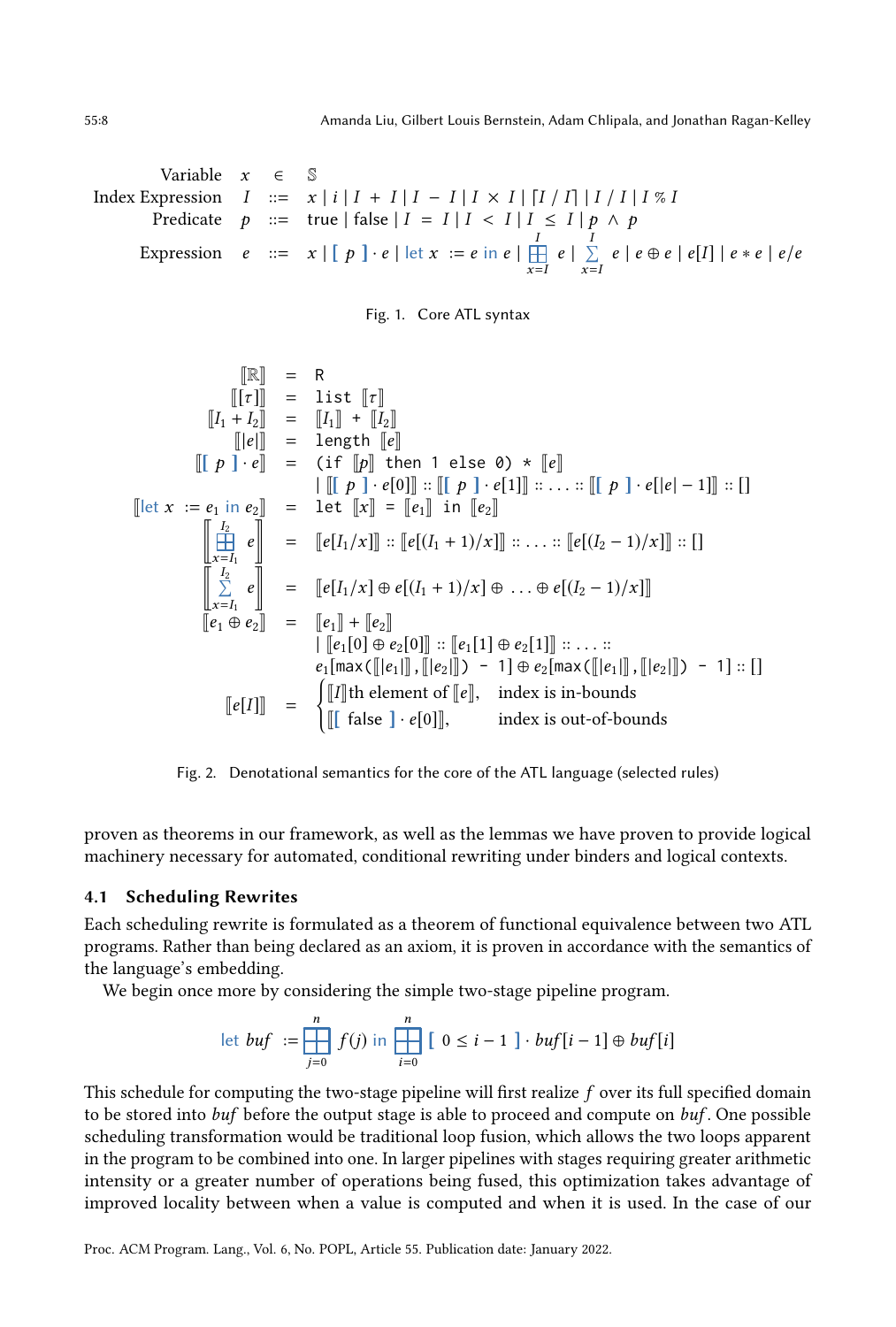$$
\begin{array}{lcll}
\text{Variable} & x & \in & \mathbb{S} \\
\text{Index Expression} & I & ::= & x \mid i \mid I + I \mid I - I \mid I \times I \mid \lceil I \,/\, I \rceil \mid I \,/\, I \mid I \,\%\, I \\
\text{Predicate} & p & ::= & \text{true} \mid \text{false} \mid I = I \mid I < I \mid I \leq I \mid p \wedge p \\
\text{Expression} & e & ::= & x \mid [\ p\ ] \cdot e \mid \text{let } x := e \text{ in } e \mid \displaystyle\boxplus_{x=I}^{I} e \mid \sum_{x=I}^{I} e \mid e \oplus e \mid e[I] \mid e * e \mid e/e
\end{array}
$$

Fig. 1. Core ATL syntax

$$
\begin{array}{rcl}
[\![\mathbb{R}]\!] & = & \mathtt{R} \\
[\![[\tau]]\!] & = & \mathtt{list}\ [\![\tau]\!] \\
[\![I_1 + I_2]\!] & = & [\![I_1]\!]\ \mathtt{+}\ [\![I_2]\!] \\
[\![|e|]\!] & = & \mathtt{length}\ [\![e]\!] \\
[\![[\ p\ ] \cdot e]\!] & = & \mathtt{(if}\ [\![p]\!]\ \mathtt{then\ 1\ else\ 0)\ *}\ [\![e]\!] \\
& & \mid [\![[\ p\ ] \cdot e[0]]\!] :: [\![[\ p\ ] \cdot e[1]]\!] :: \ldots :: [\![[\ p\ ] \cdot e[|e|-1]]\!] :: [] \\
[\![\text{let } x := e_1 \text{ in } e_2]\!] & = & \mathtt{let}\ [\![x]\!]\ \mathtt{=}\ [\![e_1]\!]\ \mathtt{in}\ [\![e_2]\!] \\
\left[\!\!\left[\displaystyle\boxplus_{x=I_1}^{I_2} e\right]\!\!\right] & = & [\![e[I_1/x]]\!] :: [\![e[(I_1+1)/x]]\!] :: \ldots :: [\![e[(I_2-1)/x]]\!] :: [] \\
\left[\!\!\left[\displaystyle\sum_{x=I_1}^{I_2} e\right]\!\!\right] & = & [\![e[I_1/x] \oplus e[(I_1+1)/x] \oplus \ldots \oplus e[(I_2-1)/x]]\!] \\
[\![e_1 \oplus e_2]\!] & = & [\![e_1]\!]\ \mathtt{+}\ [\![e_2]\!] \\
& & \mid [\![e_1[0] \oplus e_2[0]]\!] :: [\![e_1[1] \oplus e_2[1]]\!] :: \ldots :: \\
& & e_1[\mathtt{max}([\![|e_1|]\!], [\![|e_2|]\!])\ \mathtt{-}\ 1] \oplus e_2[\mathtt{max}([\![|e_1|]\!], [\![|e_2|]\!])\ \mathtt{-}\ 1] :: [] \\
[\![e[I]]\!] & = & \begin{cases} [\![I]\!]\text{th element of } [\![e]\!], & \text{index is in-bounds} \\ [\![[\ \text{false}\ ] \cdot e[0]]\!], & \text{index is out-of-bounds} \end{cases}
\end{array}
$$

Fig. 2. Denotational semantics for the core of the ATL language (selected rules)

proven as theorems in our framework, as well as the lemmas we have proven to provide logical machinery necessary for automated, conditional rewriting under binders and logical contexts.

### 4.1 Scheduling Rewrites

Each scheduling rewrite is formulated as a theorem of functional equivalence between two ATL programs. Rather than being declared as an axiom, it is proven in accordance with the semantics of the language's embedding.

We begin once more by considering the simple two-stage pipeline program.

$$
\text{let } buf := \boxplus_{j=0}^{n} f(j) \text{ in } \boxplus_{i=0}^{n} [\ 0 \leq i - 1\ ] \cdot buf[i-1] \oplus buf[i]
$$

This schedule for computing the two-stage pipeline will first realize $f$ over its full specified domain to be stored into $buf$ before the output stage is able to proceed and compute on $buf$. One possible scheduling transformation would be traditional loop fusion, which allows the two loops apparent in the program to be combined into one. In larger pipelines with stages requiring greater arithmetic intensity or a greater number of operations being fused, this optimization takes advantage of improved locality between when a value is computed and when it is used. In the case of our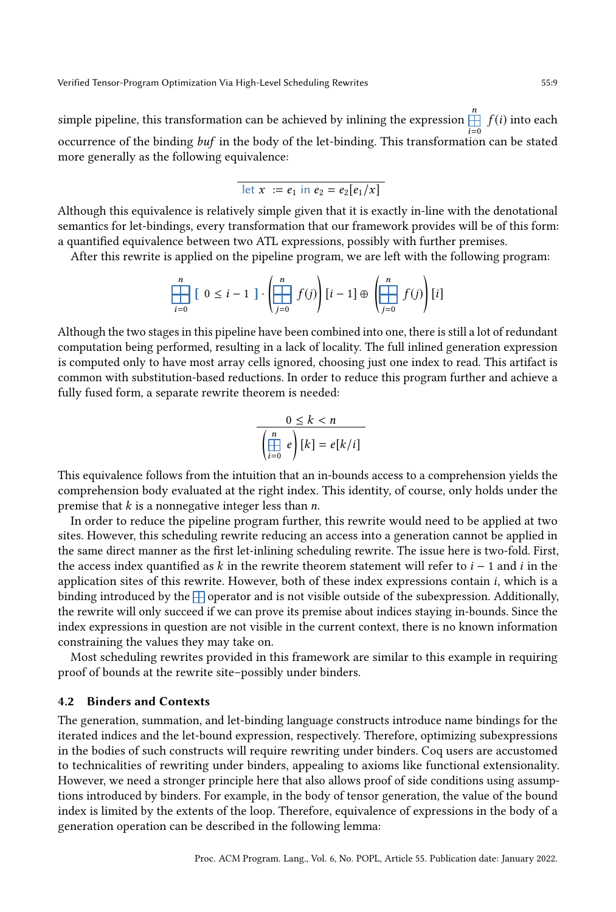simple pipeline, this transformation can be achieved by inlining the expression $\boxplus_{i=0}^{n} f(i)$ into each occurrence of the binding *buf* in the body of the let-binding. This transformation can be stated more generally as the following equivalence:

$$\frac{}{\text{let } x := e_1 \text{ in } e_2 = e_2[e_1/x]}$$

Although this equivalence is relatively simple given that it is exactly in-line with the denotational semantics for let-bindings, every transformation that our framework provides will be of this form: a quantified equivalence between two ATL expressions, possibly with further premises.

After this rewrite is applied on the pipeline program, we are left with the following program:

$$\boxplus_{i=0}^{n} [\ 0 \leq i-1\ ] \cdot \left(\boxplus_{j=0}^{n} f(j)\right)[i-1] \oplus \left(\boxplus_{j=0}^{n} f(j)\right)[i]$$

Although the two stages in this pipeline have been combined into one, there is still a lot of redundant computation being performed, resulting in a lack of locality. The full inlined generation expression is computed only to have most array cells ignored, choosing just one index to read. This artifact is common with substitution-based reductions. In order to reduce this program further and achieve a fully fused form, a separate rewrite theorem is needed:

$$\frac{0 \leq k < n}{\left(\boxplus_{i=0}^{n} e\right)[k] = e[k/i]}$$

This equivalence follows from the intuition that an in-bounds access to a comprehension yields the comprehension body evaluated at the right index. This identity, of course, only holds under the premise that $k$ is a nonnegative integer less than $n$.

In order to reduce the pipeline program further, this rewrite would need to be applied at two sites. However, this scheduling rewrite reducing an access into a generation cannot be applied in the same direct manner as the first let-inlining scheduling rewrite. The issue here is two-fold. First, the access index quantified as $k$ in the rewrite theorem statement will refer to $i-1$ and $i$ in the application sites of this rewrite. However, both of these index expressions contain $i$, which is a binding introduced by the $\boxplus$ operator and is not visible outside of the subexpression. Additionally, the rewrite will only succeed if we can prove its premise about indices staying in-bounds. Since the index expressions in question are not visible in the current context, there is no known information constraining the values they may take on.

Most scheduling rewrites provided in this framework are similar to this example in requiring proof of bounds at the rewrite site–possibly under binders.

### 4.2 Binders and Contexts

The generation, summation, and let-binding language constructs introduce name bindings for the iterated indices and the let-bound expression, respectively. Therefore, optimizing subexpressions in the bodies of such constructs will require rewriting under binders. Coq users are accustomed to technicalities of rewriting under binders, appealing to axioms like functional extensionality. However, we need a stronger principle here that also allows proof of side conditions using assumptions introduced by binders. For example, in the body of tensor generation, the value of the bound index is limited by the extents of the loop. Therefore, equivalence of expressions in the body of a generation operation can be described in the following lemma: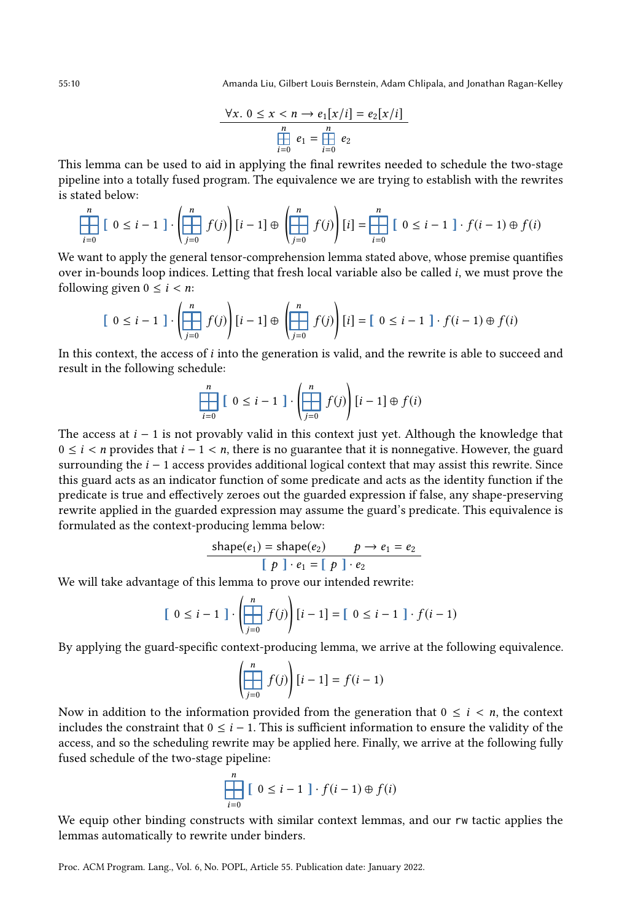$$\frac{\forall x.\ 0 \le x < n \rightarrow e_1[x/i] = e_2[x/i]}{\displaystyle\boxplus_{i=0}^{n} e_1 = \boxplus_{i=0}^{n} e_2}$$

This lemma can be used to aid in applying the final rewrites needed to schedule the two-stage pipeline into a totally fused program. The equivalence we are trying to establish with the rewrites is stated below:

$$\boxplus_{i=0}^{n} [\ 0 \le i-1\ ] \cdot \left(\boxplus_{j=0}^{n} f(j)\right)[i-1] \oplus \left(\boxplus_{j=0}^{n} f(j)\right)[i] = \boxplus_{i=0}^{n} [\ 0 \le i-1\ ] \cdot f(i-1) \oplus f(i)$$

We want to apply the general tensor-comprehension lemma stated above, whose premise quantifies over in-bounds loop indices. Letting that fresh local variable also be called $i$, we must prove the following given $0 \le i < n$:

$$[\ 0 \le i-1\ ] \cdot \left(\boxplus_{j=0}^{n} f(j)\right)[i-1] \oplus \left(\boxplus_{j=0}^{n} f(j)\right)[i] = [\ 0 \le i-1\ ] \cdot f(i-1) \oplus f(i)$$

In this context, the access of $i$ into the generation is valid, and the rewrite is able to succeed and result in the following schedule:

$$\boxplus_{i=0}^{n} [\ 0 \le i-1\ ] \cdot \left(\boxplus_{j=0}^{n} f(j)\right)[i-1] \oplus f(i)$$

The access at $i-1$ is not provably valid in this context just yet. Although the knowledge that $0 \le i < n$ provides that $i-1 < n$, there is no guarantee that it is nonnegative. However, the guard surrounding the $i-1$ access provides additional logical context that may assist this rewrite. Since this guard acts as an indicator function of some predicate and acts as the identity function if the predicate is true and effectively zeroes out the guarded expression if false, any shape-preserving rewrite applied in the guarded expression may assume the guard's predicate. This equivalence is formulated as the context-producing lemma below:

$$\frac{\text{shape}(e_1) = \text{shape}(e_2) \qquad p \rightarrow e_1 = e_2}{[\ p\ ] \cdot e_1 = [\ p\ ] \cdot e_2}$$

We will take advantage of this lemma to prove our intended rewrite:

$$[\ 0 \le i-1\ ] \cdot \left(\boxplus_{j=0}^{n} f(j)\right)[i-1] = [\ 0 \le i-1\ ] \cdot f(i-1)$$

By applying the guard-specific context-producing lemma, we arrive at the following equivalence.

$$\left(\boxplus_{j=0}^{n} f(j)\right)[i-1] = f(i-1)$$

Now in addition to the information provided from the generation that $0 \le i < n$, the context includes the constraint that $0 \le i-1$. This is sufficient information to ensure the validity of the access, and so the scheduling rewrite may be applied here. Finally, we arrive at the following fully fused schedule of the two-stage pipeline:

$$\boxplus_{i=0}^{n} [\ 0 \le i-1\ ] \cdot f(i-1) \oplus f(i)$$

We equip other binding constructs with similar context lemmas, and our `rw` tactic applies the lemmas automatically to rewrite under binders.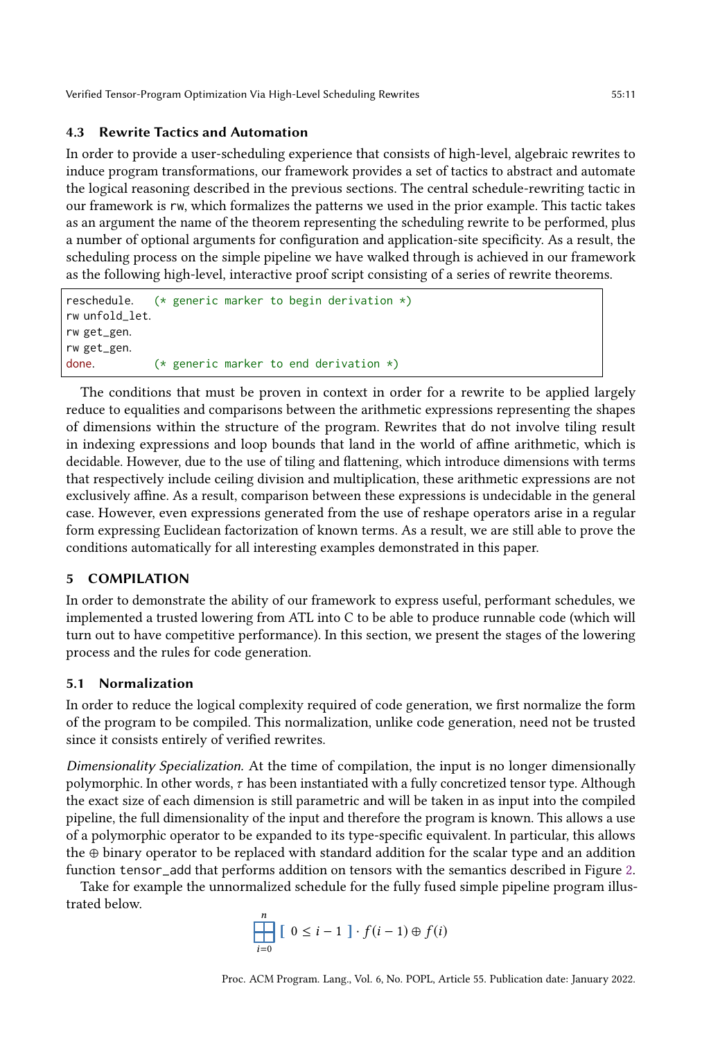### 4.3 Rewrite Tactics and Automation

In order to provide a user-scheduling experience that consists of high-level, algebraic rewrites to induce program transformations, our framework provides a set of tactics to abstract and automate the logical reasoning described in the previous sections. The central schedule-rewriting tactic in our framework is `rw`, which formalizes the patterns we used in the prior example. This tactic takes as an argument the name of the theorem representing the scheduling rewrite to be performed, plus a number of optional arguments for configuration and application-site specificity. As a result, the scheduling process on the simple pipeline we have walked through is achieved in our framework as the following high-level, interactive proof script consisting of a series of rewrite theorems.

```
reschedule.   (* generic marker to begin derivation *)
rw unfold_let.
rw get_gen.
rw get_gen.
done.         (* generic marker to end derivation *)
```

The conditions that must be proven in context in order for a rewrite to be applied largely reduce to equalities and comparisons between the arithmetic expressions representing the shapes of dimensions within the structure of the program. Rewrites that do not involve tiling result in indexing expressions and loop bounds that land in the world of affine arithmetic, which is decidable. However, due to the use of tiling and flattening, which introduce dimensions with terms that respectively include ceiling division and multiplication, these arithmetic expressions are not exclusively affine. As a result, comparison between these expressions is undecidable in the general case. However, even expressions generated from the use of reshape operators arise in a regular form expressing Euclidean factorization of known terms. As a result, we are still able to prove the conditions automatically for all interesting examples demonstrated in this paper.

## 5 COMPILATION

In order to demonstrate the ability of our framework to express useful, performant schedules, we implemented a trusted lowering from ATL into C to be able to produce runnable code (which will turn out to have competitive performance). In this section, we present the stages of the lowering process and the rules for code generation.

### 5.1 Normalization

In order to reduce the logical complexity required of code generation, we first normalize the form of the program to be compiled. This normalization, unlike code generation, need not be trusted since it consists entirely of verified rewrites.

*Dimensionality Specialization.* At the time of compilation, the input is no longer dimensionally polymorphic. In other words, $\tau$ has been instantiated with a fully concretized tensor type. Although the exact size of each dimension is still parametric and will be taken in as input into the compiled pipeline, the full dimensionality of the input and therefore the program is known. This allows a use of a polymorphic operator to be expanded to its type-specific equivalent. In particular, this allows the $\oplus$ binary operator to be replaced with standard addition for the scalar type and an addition function `tensor_add` that performs addition on tensors with the semantics described in Figure 2.

Take for example the unnormalized schedule for the fully fused simple pipeline program illustrated below.

$$\underset{i=0}{\overset{n}{\boxplus}} [\ 0 \leq i-1\ ] \cdot f(i-1) \oplus f(i)$$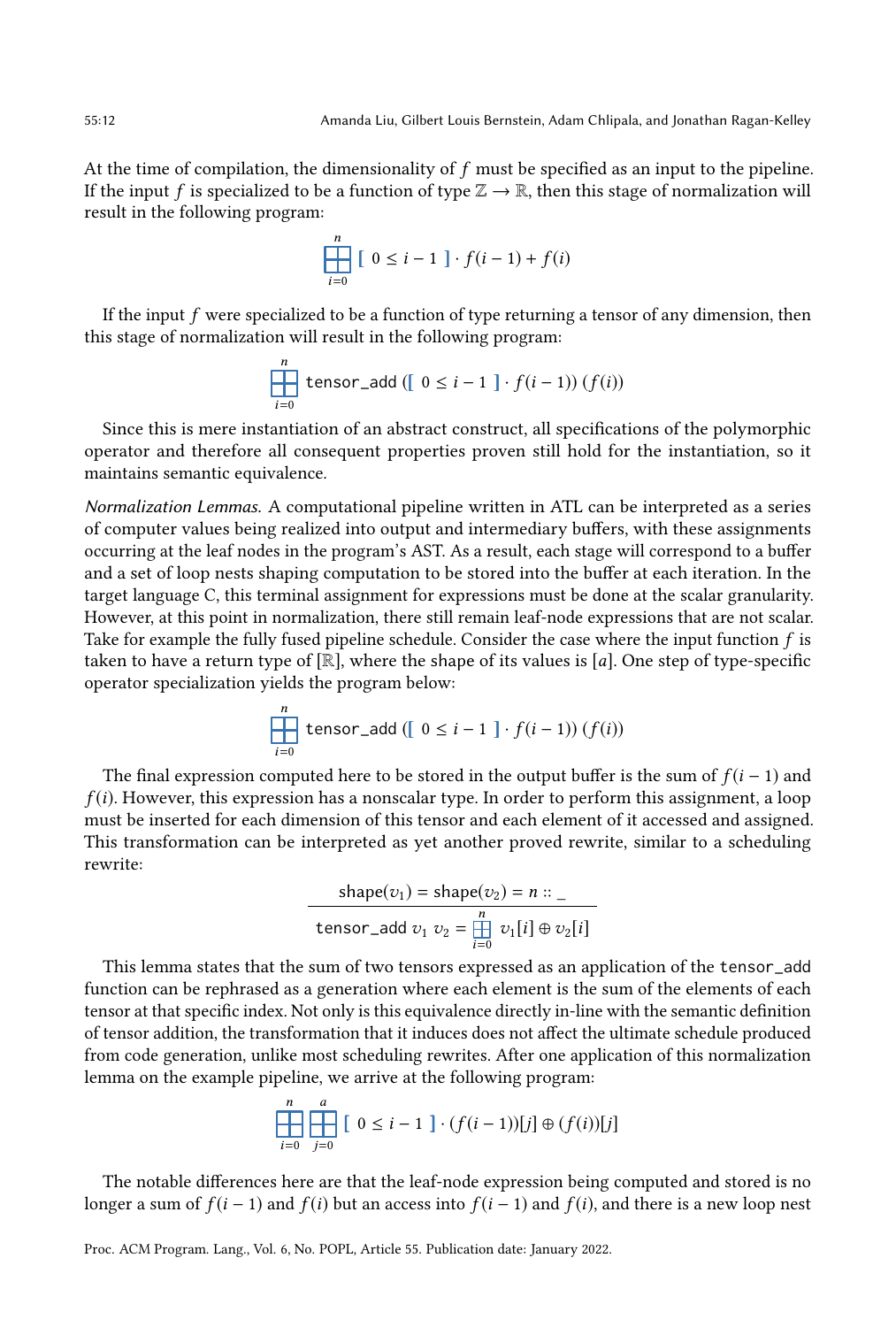At the time of compilation, the dimensionality of $f$ must be specified as an input to the pipeline. If the input $f$ is specialized to be a function of type $\mathbb{Z} \rightarrow \mathbb{R}$, then this stage of normalization will result in the following program:

$$\underset{i=0}{\overset{n}{\boxplus}} \, [\![\ 0 \leq i-1\ ]\!] \cdot f(i-1) + f(i)$$

If the input $f$ were specialized to be a function of type returning a tensor of any dimension, then this stage of normalization will result in the following program:

$$\underset{i=0}{\overset{n}{\boxplus}} \, \texttt{tensor\_add}\ ([\![\ 0 \leq i-1\ ]\!] \cdot f(i-1))\ (f(i))$$

Since this is mere instantiation of an abstract construct, all specifications of the polymorphic operator and therefore all consequent properties proven still hold for the instantiation, so it maintains semantic equivalence.

*Normalization Lemmas.* A computational pipeline written in ATL can be interpreted as a series of computer values being realized into output and intermediary buffers, with these assignments occurring at the leaf nodes in the program's AST. As a result, each stage will correspond to a buffer and a set of loop nests shaping computation to be stored into the buffer at each iteration. In the target language C, this terminal assignment for expressions must be done at the scalar granularity. However, at this point in normalization, there still remain leaf-node expressions that are not scalar. Take for example the fully fused pipeline schedule. Consider the case where the input function $f$ is taken to have a return type of $[\mathbb{R}]$, where the shape of its values is $[a]$. One step of type-specific operator specialization yields the program below:

$$\underset{i=0}{\overset{n}{\boxplus}} \, \texttt{tensor\_add}\ ([\![\ 0 \leq i-1\ ]\!] \cdot f(i-1))\ (f(i))$$

The final expression computed here to be stored in the output buffer is the sum of $f(i-1)$ and $f(i)$. However, this expression has a nonscalar type. In order to perform this assignment, a loop must be inserted for each dimension of this tensor and each element of it accessed and assigned. This transformation can be interpreted as yet another proved rewrite, similar to a scheduling rewrite:

$$\frac{\text{shape}(v_1) = \text{shape}(v_2) = n :: \_}{\texttt{tensor\_add}\ v_1\ v_2 = \underset{i=0}{\overset{n}{\boxplus}}\ v_1[i] \oplus v_2[i]}$$

This lemma states that the sum of two tensors expressed as an application of the `tensor_add` function can be rephrased as a generation where each element is the sum of the elements of each tensor at that specific index. Not only is this equivalence directly in-line with the semantic definition of tensor addition, the transformation that it induces does not affect the ultimate schedule produced from code generation, unlike most scheduling rewrites. After one application of this normalization lemma on the example pipeline, we arrive at the following program:

$$\underset{i=0}{\overset{n}{\boxplus}} \underset{j=0}{\overset{a}{\boxplus}} \, [\![\ 0 \leq i-1\ ]\!] \cdot (f(i-1))[j] \oplus (f(i))[j]$$

The notable differences here are that the leaf-node expression being computed and stored is no longer a sum of $f(i-1)$ and $f(i)$ but an access into $f(i-1)$ and $f(i)$, and there is a new loop nest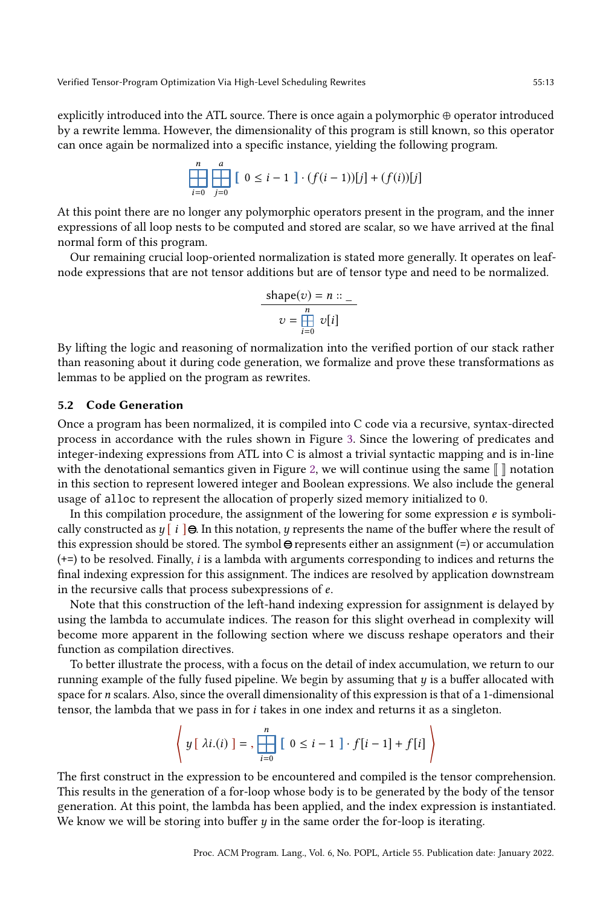explicitly introduced into the ATL source. There is once again a polymorphic $\oplus$ operator introduced by a rewrite lemma. However, the dimensionality of this program is still known, so this operator can once again be normalized into a specific instance, yielding the following program.

$$\boxplus_{i=0}^{n} \boxplus_{j=0}^{a} [\ 0 \leq i-1\ ] \cdot (f(i-1))[j] + (f(i))[j]$$

At this point there are no longer any polymorphic operators present in the program, and the inner expressions of all loop nests to be computed and stored are scalar, so we have arrived at the final normal form of this program.

Our remaining crucial loop-oriented normalization is stated more generally. It operates on leaf-node expressions that are not tensor additions but are of tensor type and need to be normalized.

$$\frac{\mathsf{shape}(v) = n :: \_}{v = \boxplus_{i=0}^{n} v[i]}$$

By lifting the logic and reasoning of normalization into the verified portion of our stack rather than reasoning about it during code generation, we formalize and prove these transformations as lemmas to be applied on the program as rewrites.

### 5.2 Code Generation

Once a program has been normalized, it is compiled into C code via a recursive, syntax-directed process in accordance with the rules shown in Figure 3. Since the lowering of predicates and integer-indexing expressions from ATL into C is almost a trivial syntactic mapping and is in-line with the denotational semantics given in Figure 2, we will continue using the same $[\![\ ]\!]$ notation in this section to represent lowered integer and Boolean expressions. We also include the general usage of `alloc` to represent the allocation of properly sized memory initialized to 0.

In this compilation procedure, the assignment of the lowering for some expression $e$ is symbolically constructed as $y\,[\ i\ ]\ominus$. In this notation, $y$ represents the name of the buffer where the result of this expression should be stored. The symbol $\ominus$ represents either an assignment (=) or accumulation (+=) to be resolved. Finally, $i$ is a lambda with arguments corresponding to indices and returns the final indexing expression for this assignment. The indices are resolved by application downstream in the recursive calls that process subexpressions of $e$.

Note that this construction of the left-hand indexing expression for assignment is delayed by using the lambda to accumulate indices. The reason for this slight overhead in complexity will become more apparent in the following section where we discuss reshape operators and their function as compilation directives.

To better illustrate the process, with a focus on the detail of index accumulation, we return to our running example of the fully fused pipeline. We begin by assuming that $y$ is a buffer allocated with space for $n$ scalars. Also, since the overall dimensionality of this expression is that of a 1-dimensional tensor, the lambda that we pass in for $i$ takes in one index and returns it as a singleton.

$$\left\langle\ y\,[\ \lambda i.(i)\ ] = ,\ \boxplus_{i=0}^{n} [\ 0 \leq i-1\ ] \cdot f[i-1] + f[i]\ \right\rangle$$

The first construct in the expression to be encountered and compiled is the tensor comprehension. This results in the generation of a for-loop whose body is to be generated by the body of the tensor generation. At this point, the lambda has been applied, and the index expression is instantiated. We know we will be storing into buffer $y$ in the same order the for-loop is iterating.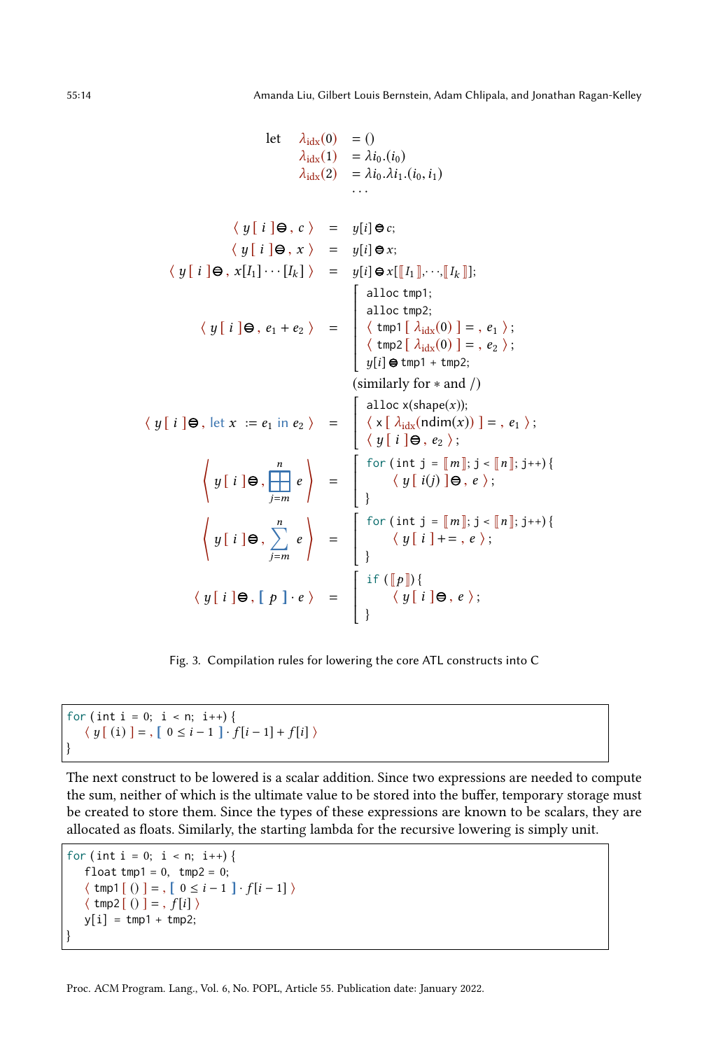$$
\begin{aligned}
\text{let} \quad & \lambda_{\text{idx}}(0) = () \\
& \lambda_{\text{idx}}(1) = \lambda i_0.(i_0) \\
& \lambda_{\text{idx}}(2) = \lambda i_0.\lambda i_1.(i_0, i_1) \\
& \cdots
\end{aligned}
$$

$$\langle\, y[\,i\,]\ominus,\ c \,\rangle \;=\; y[i] \ominus c;$$

$$\langle\, y[\,i\,]\ominus,\ x \,\rangle \;=\; y[i] \ominus x;$$

$$\langle\, y[\,i\,]\ominus,\ x[I_1]\cdots[I_k] \,\rangle \;=\; y[i] \ominus x[[\![I_1]\!],\cdots,[\![I_k]\!]];$$

$$\langle\, y[\,i\,]\ominus,\ e_1 + e_2 \,\rangle \;=\; \left[\begin{array}{l}
\texttt{alloc tmp1;} \\
\texttt{alloc tmp2;} \\
\langle\, \texttt{tmp1}[\,\lambda_{\text{idx}}(0)\,] = ,\ e_1 \,\rangle; \\
\langle\, \texttt{tmp2}[\,\lambda_{\text{idx}}(0)\,] = ,\ e_2 \,\rangle; \\
y[i] \ominus \texttt{tmp1 + tmp2;}
\end{array}\right.$$

(similarly for $*$ and $/$)

$$\langle\, y[\,i\,]\ominus,\ \text{let } x := e_1 \text{ in } e_2 \,\rangle \;=\; \left[\begin{array}{l}
\texttt{alloc x(shape}(x)\texttt{);} \\
\langle\, \texttt{x}[\,\lambda_{\text{idx}}(\text{ndim}(x))\,] = ,\ e_1 \,\rangle; \\
\langle\, y[\,i\,]\ominus,\ e_2 \,\rangle;
\end{array}\right.$$

$$\left\langle\, y[\,i\,]\ominus,\ \boxplus_{j=m}^{n}\ e \,\right\rangle \;=\; \left[\begin{array}{l}
\texttt{for (int j = } [\![m]\!]\texttt{; j < } [\![n]\!]\texttt{; j++) \{} \\
\quad \langle\, y[\,i(j)\,]\ominus,\ e \,\rangle; \\
\texttt{\}}
\end{array}\right.$$

$$\left\langle\, y[\,i\,]\ominus,\ \sum_{j=m}^{n}\ e \,\right\rangle \;=\; \left[\begin{array}{l}
\texttt{for (int j = } [\![m]\!]\texttt{; j < } [\![n]\!]\texttt{; j++) \{} \\
\quad \langle\, y[\,i\,] += ,\ e \,\rangle; \\
\texttt{\}}
\end{array}\right.$$

$$\langle\, y[\,i\,]\ominus,\ [\,p\,]\cdot e \,\rangle \;=\; \left[\begin{array}{l}
\texttt{if (} [\![p]\!] \texttt{) \{} \\
\quad \langle\, y[\,i\,]\ominus,\ e \,\rangle; \\
\texttt{\}}
\end{array}\right.$$

Fig. 3. Compilation rules for lowering the core ATL constructs into C

```
for (int i = 0;  i < n;  i++) {
    ⟨ y[ (i) ] = , [ 0 ≤ i − 1 ] · f[i − 1] + f[i] ⟩
}
```

The next construct to be lowered is a scalar addition. Since two expressions are needed to compute the sum, neither of which is the ultimate value to be stored into the buffer, temporary storage must be created to store them. Since the types of these expressions are known to be scalars, they are allocated as floats. Similarly, the starting lambda for the recursive lowering is simply unit.

```
for (int i = 0;  i < n;  i++) {
    float tmp1 = 0,  tmp2 = 0;
    ⟨ tmp1 [ () ] = , [ 0 ≤ i − 1 ] · f[i − 1] ⟩
    ⟨ tmp2 [ () ] = , f[i] ⟩
    y[i] = tmp1 + tmp2;
}
```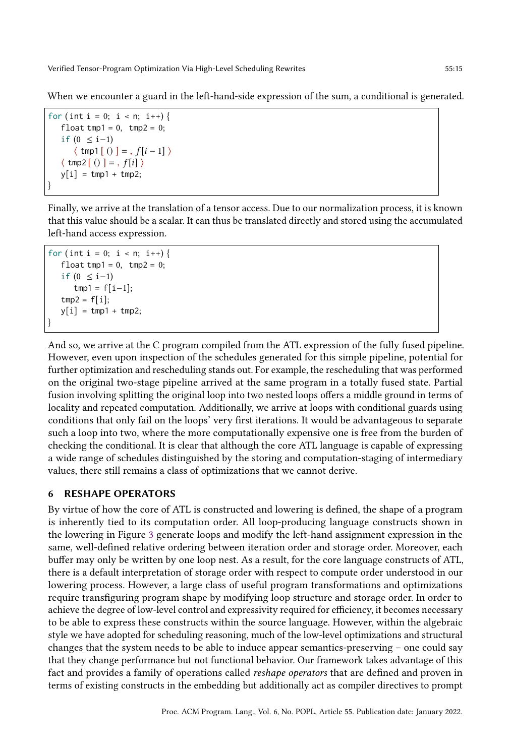When we encounter a guard in the left-hand-side expression of the sum, a conditional is generated.

```
for (int i = 0;  i < n;  i++) {
   float tmp1 = 0,  tmp2 = 0;
   if (0  ≤ i−1)
      ⟨ tmp1 [ () ] = , f[i − 1] ⟩
   ⟨ tmp2 [ () ] = , f[i] ⟩
   y[i] = tmp1 + tmp2;
}
```

Finally, we arrive at the translation of a tensor access. Due to our normalization process, it is known that this value should be a scalar. It can thus be translated directly and stored using the accumulated left-hand access expression.

```
for (int i = 0;  i < n;  i++) {
   float tmp1 = 0,  tmp2 = 0;
   if (0  ≤ i−1)
      tmp1 = f[i−1];
   tmp2 = f[i];
   y[i] = tmp1 + tmp2;
}
```

And so, we arrive at the C program compiled from the ATL expression of the fully fused pipeline. However, even upon inspection of the schedules generated for this simple pipeline, potential for further optimization and rescheduling stands out. For example, the rescheduling that was performed on the original two-stage pipeline arrived at the same program in a totally fused state. Partial fusion involving splitting the original loop into two nested loops offers a middle ground in terms of locality and repeated computation. Additionally, we arrive at loops with conditional guards using conditions that only fail on the loops' very first iterations. It would be advantageous to separate such a loop into two, where the more computationally expensive one is free from the burden of checking the conditional. It is clear that although the core ATL language is capable of expressing a wide range of schedules distinguished by the storing and computation-staging of intermediary values, there still remains a class of optimizations that we cannot derive.

## 6 RESHAPE OPERATORS

By virtue of how the core of ATL is constructed and lowering is defined, the shape of a program is inherently tied to its computation order. All loop-producing language constructs shown in the lowering in Figure 3 generate loops and modify the left-hand assignment expression in the same, well-defined relative ordering between iteration order and storage order. Moreover, each buffer may only be written by one loop nest. As a result, for the core language constructs of ATL, there is a default interpretation of storage order with respect to compute order understood in our lowering process. However, a large class of useful program transformations and optimizations require transfiguring program shape by modifying loop structure and storage order. In order to achieve the degree of low-level control and expressivity required for efficiency, it becomes necessary to be able to express these constructs within the source language. However, within the algebraic style we have adopted for scheduling reasoning, much of the low-level optimizations and structural changes that the system needs to be able to induce appear semantics-preserving – one could say that they change performance but not functional behavior. Our framework takes advantage of this fact and provides a family of operations called *reshape operators* that are defined and proven in terms of existing constructs in the embedding but additionally act as compiler directives to prompt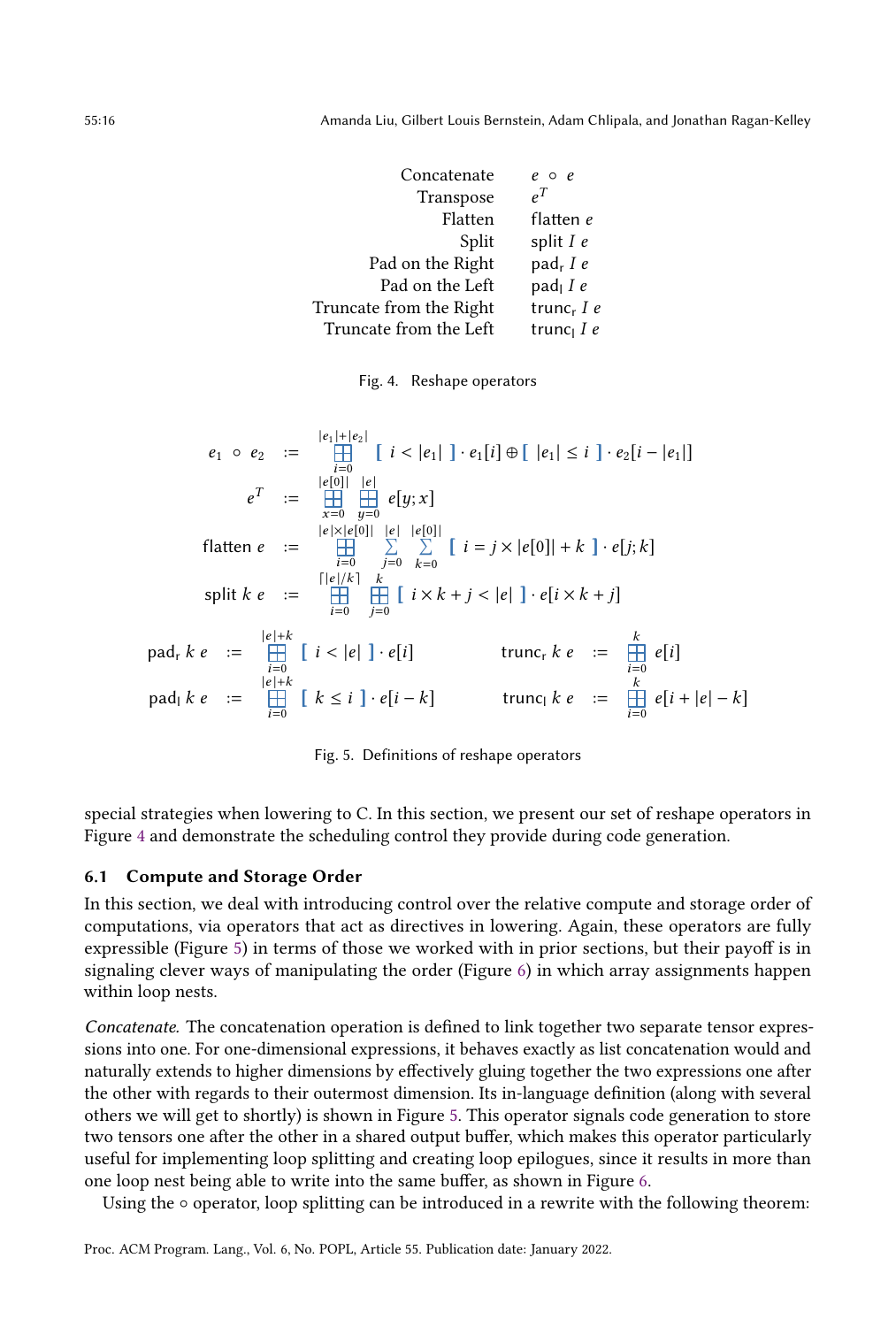| | |
|---|---|
| Concatenate | $e \circ e$ |
| Transpose | $e^T$ |
| Flatten | flatten $e$ |
| Split | split $I$ $e$ |
| Pad on the Right | $\text{pad}_r$ $I$ $e$ |
| Pad on the Left | $\text{pad}_l$ $I$ $e$ |
| Truncate from the Right | $\text{trunc}_r$ $I$ $e$ |
| Truncate from the Left | $\text{trunc}_l$ $I$ $e$ |

Fig. 4. Reshape operators

$$
\begin{aligned}
e_1 \circ e_2 \quad &:= \quad \boxplus_{i=0}^{|e_1|+|e_2|} [\, i < |e_1| \,] \cdot e_1[i] \oplus [\, |e_1| \leq i \,] \cdot e_2[i - |e_1|] \\
e^T \quad &:= \quad \boxplus_{x=0}^{|e[0]|} \boxplus_{y=0}^{|e|} e[y; x] \\
\text{flatten } e \quad &:= \quad \boxplus_{i=0}^{|e| \times |e[0]|} \sum_{j=0}^{|e|} \sum_{k=0}^{|e[0]|} [\, i = j \times |e[0]| + k \,] \cdot e[j; k] \\
\text{split } k \; e \quad &:= \quad \boxplus_{i=0}^{\lceil |e|/k \rceil} \boxplus_{j=0}^{k} [\, i \times k + j < |e| \,] \cdot e[i \times k + j]
\end{aligned}
$$

$$
\text{pad}_r \; k \; e \quad := \quad \boxplus_{i=0}^{|e|+k} [\, i < |e| \,] \cdot e[i] \qquad\qquad \text{trunc}_r \; k \; e \quad := \quad \boxplus_{i=0}^{k} e[i]
$$

$$
\text{pad}_l \; k \; e \quad := \quad \boxplus_{i=0}^{|e|+k} [\, k \leq i \,] \cdot e[i - k] \qquad\qquad \text{trunc}_l \; k \; e \quad := \quad \boxplus_{i=0}^{k} e[i + |e| - k]
$$

Fig. 5. Definitions of reshape operators

special strategies when lowering to C. In this section, we present our set of reshape operators in Figure 4 and demonstrate the scheduling control they provide during code generation.

### 6.1 Compute and Storage Order

In this section, we deal with introducing control over the relative compute and storage order of computations, via operators that act as directives in lowering. Again, these operators are fully expressible (Figure 5) in terms of those we worked with in prior sections, but their payoff is in signaling clever ways of manipulating the order (Figure 6) in which array assignments happen within loop nests.

*Concatenate.* The concatenation operation is defined to link together two separate tensor expressions into one. For one-dimensional expressions, it behaves exactly as list concatenation would and naturally extends to higher dimensions by effectively gluing together the two expressions one after the other with regards to their outermost dimension. Its in-language definition (along with several others we will get to shortly) is shown in Figure 5. This operator signals code generation to store two tensors one after the other in a shared output buffer, which makes this operator particularly useful for implementing loop splitting and creating loop epilogues, since it results in more than one loop nest being able to write into the same buffer, as shown in Figure 6.

Using the $\circ$ operator, loop splitting can be introduced in a rewrite with the following theorem: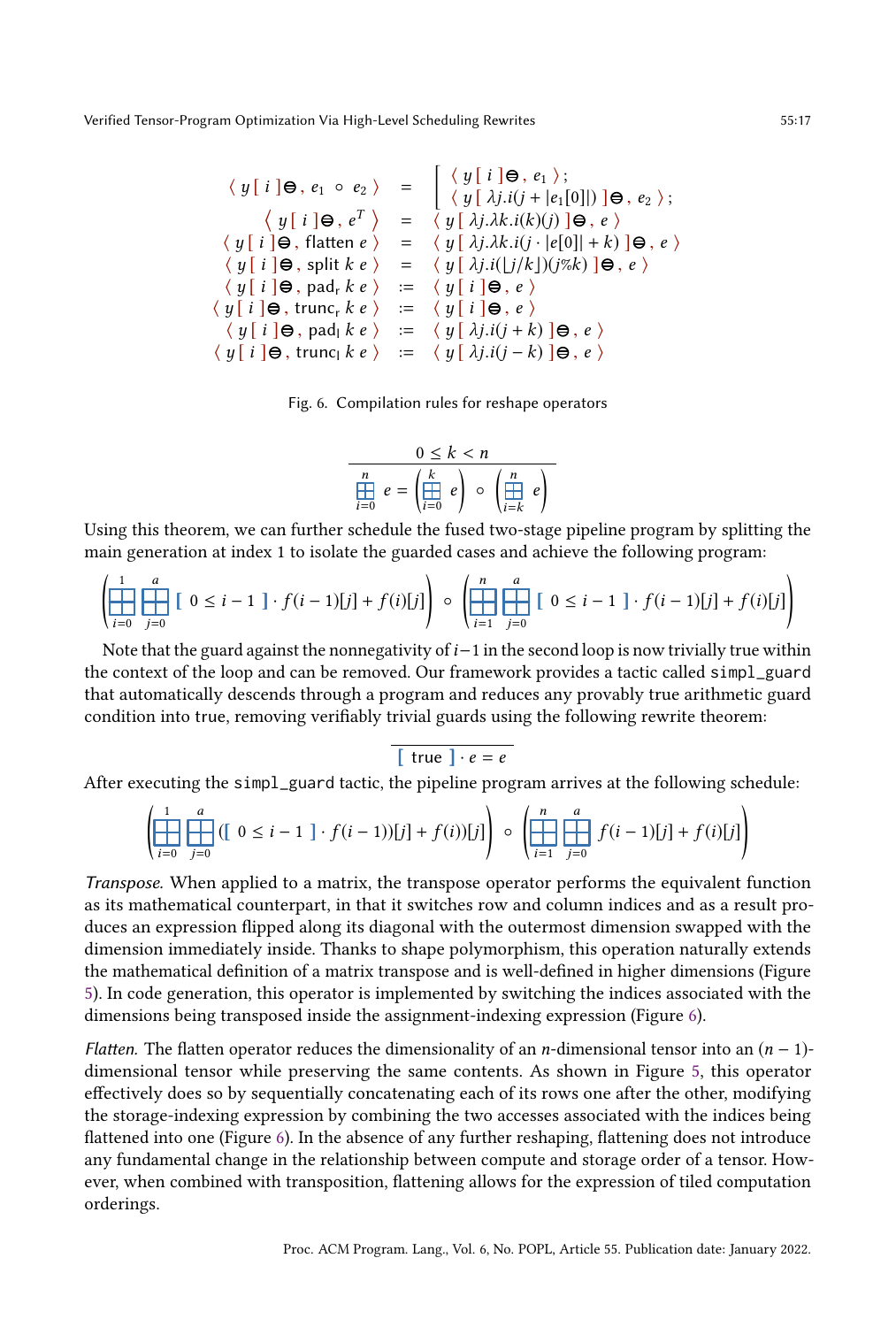$$
\begin{aligned}
\langle\, y[\,i\,]\ominus,\ e_1 \circ e_2 \,\rangle &= \left[\begin{array}{l}\langle\, y[\,i\,]\ominus,\ e_1 \,\rangle; \\ \langle\, y[\,\lambda j.i(j+|e_1[0]|)\,]\ominus,\ e_2 \,\rangle;\end{array}\right. \\
\langle\, y[\,i\,]\ominus,\ e^T \,\rangle &= \langle\, y[\,\lambda j.\lambda k.i(k)(j)\,]\ominus,\ e \,\rangle \\
\langle\, y[\,i\,]\ominus,\ \text{flatten } e \,\rangle &= \langle\, y[\,\lambda j.\lambda k.i(j\cdot|e[0]|+k)\,]\ominus,\ e \,\rangle \\
\langle\, y[\,i\,]\ominus,\ \text{split } k\ e \,\rangle &= \langle\, y[\,\lambda j.i(\lfloor j/k\rfloor)(j\%k)\,]\ominus,\ e \,\rangle \\
\langle\, y[\,i\,]\ominus,\ \text{pad}_r\ k\ e \,\rangle &:= \langle\, y[\,i\,]\ominus,\ e \,\rangle \\
\langle\, y[\,i\,]\ominus,\ \text{trunc}_r\ k\ e \,\rangle &:= \langle\, y[\,i\,]\ominus,\ e \,\rangle \\
\langle\, y[\,i\,]\ominus,\ \text{pad}_l\ k\ e \,\rangle &:= \langle\, y[\,\lambda j.i(j+k)\,]\ominus,\ e \,\rangle \\
\langle\, y[\,i\,]\ominus,\ \text{trunc}_l\ k\ e \,\rangle &:= \langle\, y[\,\lambda j.i(j-k)\,]\ominus,\ e \,\rangle
\end{aligned}
$$

Fig. 6. Compilation rules for reshape operators

$$
\frac{0 \le k < n}{\displaystyle\boxplus_{i=0}^{n} e = \left(\boxplus_{i=0}^{k} e\right) \circ \left(\boxplus_{i=k}^{n} e\right)}
$$

Using this theorem, we can further schedule the fused two-stage pipeline program by splitting the main generation at index 1 to isolate the guarded cases and achieve the following program:

$$
\left(\boxplus_{i=0}^{1}\boxplus_{j=0}^{a} [\ 0 \le i-1\ ] \cdot f(i-1)[j] + f(i)[j]\right) \circ \left(\boxplus_{i=1}^{n}\boxplus_{j=0}^{a} [\ 0 \le i-1\ ] \cdot f(i-1)[j] + f(i)[j]\right)
$$

Note that the guard against the nonnegativity of $i-1$ in the second loop is now trivially true within the context of the loop and can be removed. Our framework provides a tactic called `simpl_guard` that automatically descends through a program and reduces any provably true arithmetic guard condition into true, removing verifiably trivial guards using the following rewrite theorem:

$$
\frac{}{[\ \text{true}\ ] \cdot e = e}
$$

After executing the `simpl_guard` tactic, the pipeline program arrives at the following schedule:

$$
\left(\boxplus_{i=0}^{1}\boxplus_{j=0}^{a} ([\ 0 \le i-1\ ] \cdot f(i-1))[j] + f(i))[j]\right) \circ \left(\boxplus_{i=1}^{n}\boxplus_{j=0}^{a} f(i-1)[j] + f(i)[j]\right)
$$

*Transpose.* When applied to a matrix, the transpose operator performs the equivalent function as its mathematical counterpart, in that it switches row and column indices and as a result produces an expression flipped along its diagonal with the outermost dimension swapped with the dimension immediately inside. Thanks to shape polymorphism, this operation naturally extends the mathematical definition of a matrix transpose and is well-defined in higher dimensions (Figure 5). In code generation, this operator is implemented by switching the indices associated with the dimensions being transposed inside the assignment-indexing expression (Figure 6).

*Flatten.* The flatten operator reduces the dimensionality of an $n$-dimensional tensor into an $(n-1)$-dimensional tensor while preserving the same contents. As shown in Figure 5, this operator effectively does so by sequentially concatenating each of its rows one after the other, modifying the storage-indexing expression by combining the two accesses associated with the indices being flattened into one (Figure 6). In the absence of any further reshaping, flattening does not introduce any fundamental change in the relationship between compute and storage order of a tensor. However, when combined with transposition, flattening allows for the expression of tiled computation orderings.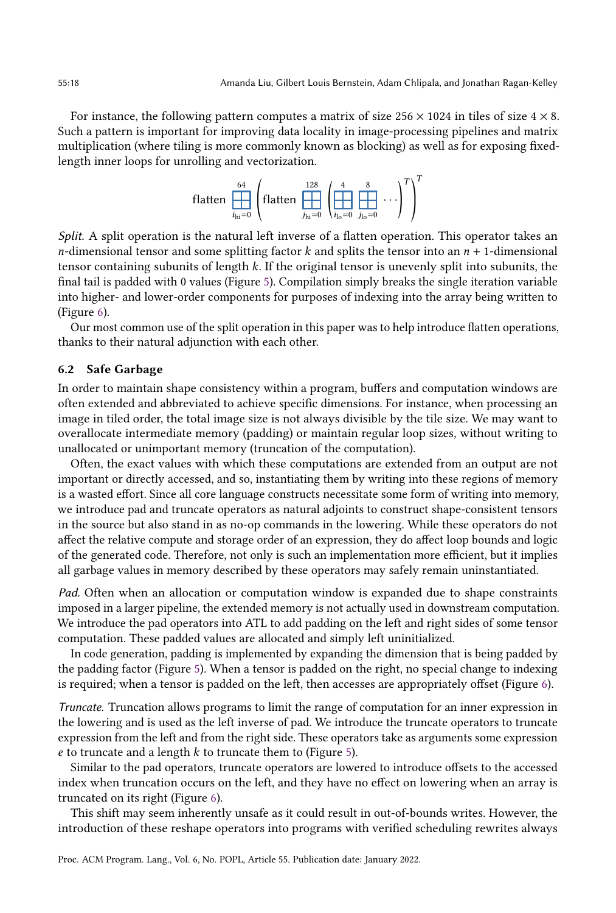For instance, the following pattern computes a matrix of size $256 \times 1024$ in tiles of size $4 \times 8$. Such a pattern is important for improving data locality in image-processing pipelines and matrix multiplication (where tiling is more commonly known as blocking) as well as for exposing fixed-length inner loops for unrolling and vectorization.

$$\text{flatten} \mathop{\boxplus}_{i_{\text{hi}}=0}^{64} \left( \text{flatten} \mathop{\boxplus}_{j_{\text{hi}}=0}^{128} \left( \mathop{\boxplus}_{i_{\text{lo}}=0}^{4} \mathop{\boxplus}_{j_{\text{lo}}=0}^{8} \cdots \right)^{T} \right)^{T}$$

*Split.* A split operation is the natural left inverse of a flatten operation. This operator takes an $n$-dimensional tensor and some splitting factor $k$ and splits the tensor into an $n+1$-dimensional tensor containing subunits of length $k$. If the original tensor is unevenly split into subunits, the final tail is padded with 0 values (Figure 5). Compilation simply breaks the single iteration variable into higher- and lower-order components for purposes of indexing into the array being written to (Figure 6).

Our most common use of the split operation in this paper was to help introduce flatten operations, thanks to their natural adjunction with each other.

### 6.2 Safe Garbage

In order to maintain shape consistency within a program, buffers and computation windows are often extended and abbreviated to achieve specific dimensions. For instance, when processing an image in tiled order, the total image size is not always divisible by the tile size. We may want to overallocate intermediate memory (padding) or maintain regular loop sizes, without writing to unallocated or unimportant memory (truncation of the computation).

Often, the exact values with which these computations are extended from an output are not important or directly accessed, and so, instantiating them by writing into these regions of memory is a wasted effort. Since all core language constructs necessitate some form of writing into memory, we introduce pad and truncate operators as natural adjoints to construct shape-consistent tensors in the source but also stand in as no-op commands in the lowering. While these operators do not affect the relative compute and storage order of an expression, they do affect loop bounds and logic of the generated code. Therefore, not only is such an implementation more efficient, but it implies all garbage values in memory described by these operators may safely remain uninstantiated.

*Pad.* Often when an allocation or computation window is expanded due to shape constraints imposed in a larger pipeline, the extended memory is not actually used in downstream computation. We introduce the pad operators into ATL to add padding on the left and right sides of some tensor computation. These padded values are allocated and simply left uninitialized.

In code generation, padding is implemented by expanding the dimension that is being padded by the padding factor (Figure 5). When a tensor is padded on the right, no special change to indexing is required; when a tensor is padded on the left, then accesses are appropriately offset (Figure 6).

*Truncate.* Truncation allows programs to limit the range of computation for an inner expression in the lowering and is used as the left inverse of pad. We introduce the truncate operators to truncate expression from the left and from the right side. These operators take as arguments some expression $e$ to truncate and a length $k$ to truncate them to (Figure 5).

Similar to the pad operators, truncate operators are lowered to introduce offsets to the accessed index when truncation occurs on the left, and they have no effect on lowering when an array is truncated on its right (Figure 6).

This shift may seem inherently unsafe as it could result in out-of-bounds writes. However, the introduction of these reshape operators into programs with verified scheduling rewrites always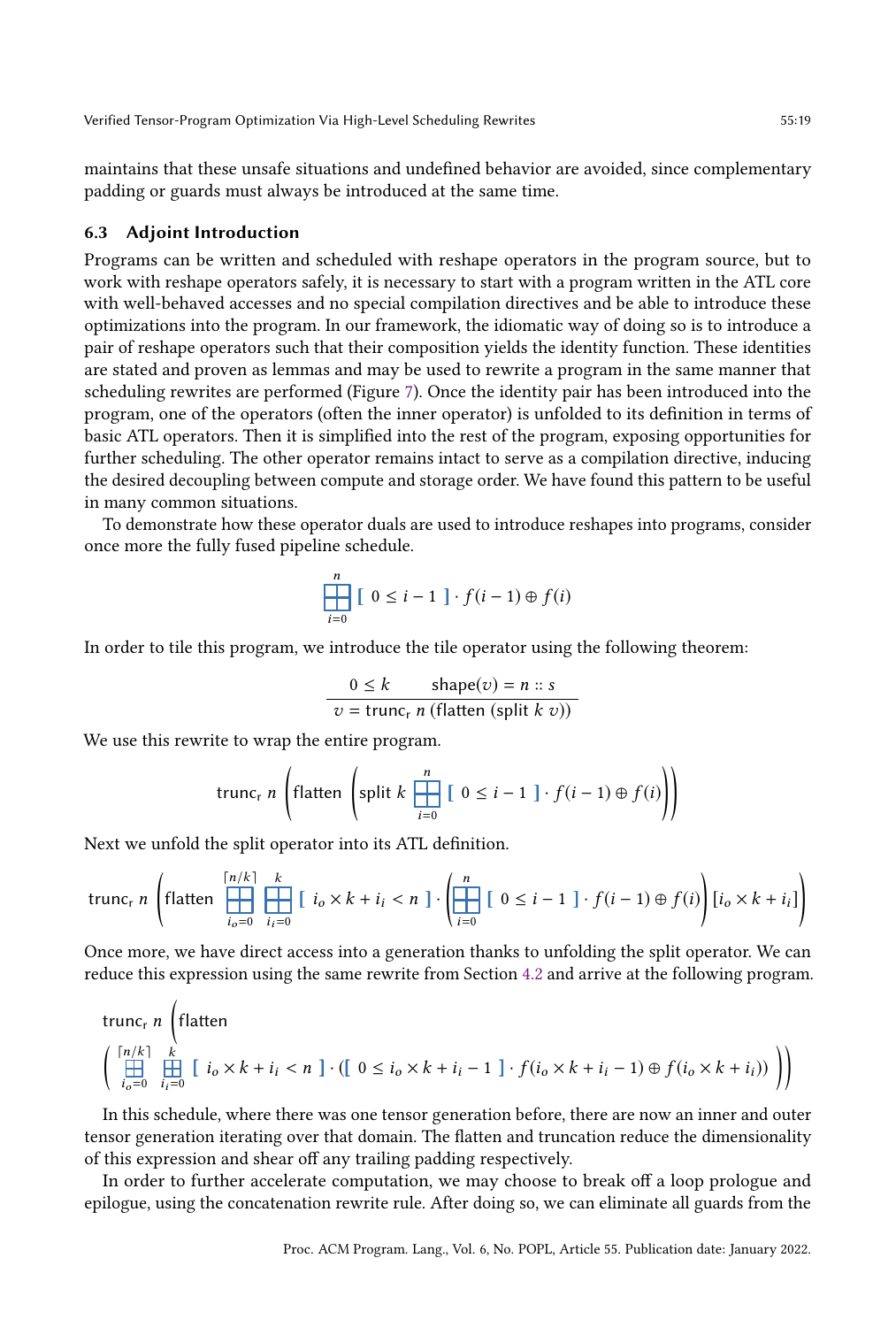maintains that these unsafe situations and undefined behavior are avoided, since complementary padding or guards must always be introduced at the same time.

### 6.3 Adjoint Introduction

Programs can be written and scheduled with reshape operators in the program source, but to work with reshape operators safely, it is necessary to start with a program written in the ATL core with well-behaved accesses and no special compilation directives and be able to introduce these optimizations into the program. In our framework, the idiomatic way of doing so is to introduce a pair of reshape operators such that their composition yields the identity function. These identities are stated and proven as lemmas and may be used to rewrite a program in the same manner that scheduling rewrites are performed (Figure 7). Once the identity pair has been introduced into the program, one of the operators (often the inner operator) is unfolded to its definition in terms of basic ATL operators. Then it is simplified into the rest of the program, exposing opportunities for further scheduling. The other operator remains intact to serve as a compilation directive, inducing the desired decoupling between compute and storage order. We have found this pattern to be useful in many common situations.

To demonstrate how these operator duals are used to introduce reshapes into programs, consider once more the fully fused pipeline schedule.

$$\underset{i=0}{\overset{n}{\boxplus}} [\ 0 \le i - 1\ ] \cdot f(i-1) \oplus f(i)$$

In order to tile this program, we introduce the tile operator using the following theorem:

$$\frac{0 \le k \qquad \mathsf{shape}(v) = n :: s}{v = \mathsf{trunc_r}\ n\ (\mathsf{flatten}\ (\mathsf{split}\ k\ v))}$$

We use this rewrite to wrap the entire program.

$$\mathsf{trunc_r}\ n\ \left(\mathsf{flatten}\ \left(\mathsf{split}\ k\ \underset{i=0}{\overset{n}{\boxplus}} [\ 0 \le i - 1\ ] \cdot f(i-1) \oplus f(i)\right)\right)$$

Next we unfold the split operator into its ATL definition.

$$\mathsf{trunc_r}\ n\ \left(\mathsf{flatten}\ \underset{i_o=0}{\overset{\lceil n/k \rceil}{\boxplus}}\ \underset{i_i=0}{\overset{k}{\boxplus}} [\ i_o \times k + i_i < n\ ] \cdot \left(\underset{i=0}{\overset{n}{\boxplus}} [\ 0 \le i - 1\ ] \cdot f(i-1) \oplus f(i)\right) [i_o \times k + i_i]\right)$$

Once more, we have direct access into a generation thanks to unfolding the split operator. We can reduce this expression using the same rewrite from Section 4.2 and arrive at the following program.

$$\mathsf{trunc_r}\ n\ \Bigg(\mathsf{flatten}$$
$$\left(\underset{i_o=0}{\overset{\lceil n/k \rceil}{\boxplus}}\ \underset{i_i=0}{\overset{k}{\boxplus}} [\ i_o \times k + i_i < n\ ] \cdot ([\ 0 \le i_o \times k + i_i - 1\ ] \cdot f(i_o \times k + i_i - 1) \oplus f(i_o \times k + i_i))\right)\Bigg)$$

In this schedule, where there was one tensor generation before, there are now an inner and outer tensor generation iterating over that domain. The flatten and truncation reduce the dimensionality of this expression and shear off any trailing padding respectively.

In order to further accelerate computation, we may choose to break off a loop prologue and epilogue, using the concatenation rewrite rule. After doing so, we can eliminate all guards from the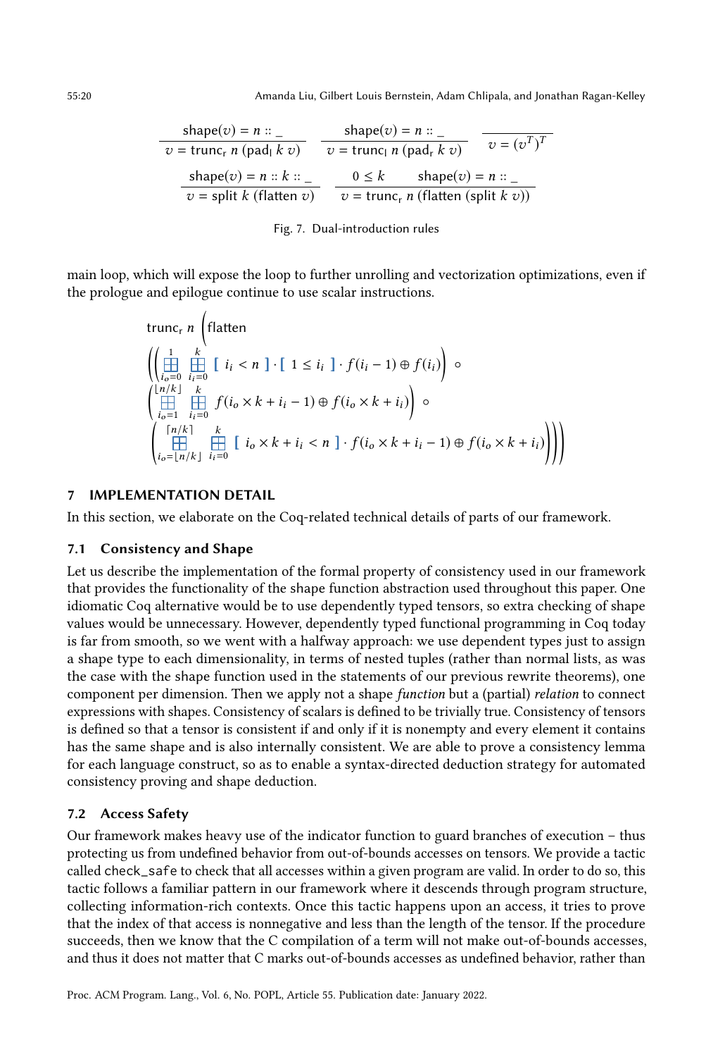$$\frac{\mathsf{shape}(v) = n :: \_}{v = \mathsf{trunc_r}\ n\ (\mathsf{pad_l}\ k\ v)} \qquad \frac{\mathsf{shape}(v) = n :: \_}{v = \mathsf{trunc_l}\ n\ (\mathsf{pad_r}\ k\ v)} \qquad \frac{}{v = (v^T)^T}$$

$$\frac{\mathsf{shape}(v) = n :: k :: \_}{v = \mathsf{split}\ k\ (\mathsf{flatten}\ v)} \qquad \frac{0 \le k \qquad \mathsf{shape}(v) = n :: \_}{v = \mathsf{trunc_r}\ n\ (\mathsf{flatten}\ (\mathsf{split}\ k\ v))}$$

Fig. 7. Dual-introduction rules

main loop, which will expose the loop to further unrolling and vectorization optimizations, even if the prologue and epilogue continue to use scalar instructions.

$$\mathsf{trunc_r}\ n\ \Bigg(\mathsf{flatten}$$
$$\Bigg(\Bigg(\mathop{\boxplus}_{i_o=0}^{1} \mathop{\boxplus}_{i_i=0}^{k} [\ i_i < n\ ] \cdot [\ 1 \le i_i\ ] \cdot f(i_i - 1) \oplus f(i_i)\Bigg) \circ$$
$$\Bigg(\mathop{\boxplus}_{i_o=1}^{\lfloor n/k \rfloor} \mathop{\boxplus}_{i_i=0}^{k} f(i_o \times k + i_i - 1) \oplus f(i_o \times k + i_i)\Bigg) \circ$$
$$\Bigg(\mathop{\boxplus}_{i_o=\lfloor n/k \rfloor}^{\lceil n/k \rceil} \mathop{\boxplus}_{i_i=0}^{k} [\ i_o \times k + i_i < n\ ] \cdot f(i_o \times k + i_i - 1) \oplus f(i_o \times k + i_i)\Bigg)\Bigg)\Bigg)$$

## 7 IMPLEMENTATION DETAIL

In this section, we elaborate on the Coq-related technical details of parts of our framework.

### 7.1 Consistency and Shape

Let us describe the implementation of the formal property of consistency used in our framework that provides the functionality of the shape function abstraction used throughout this paper. One idiomatic Coq alternative would be to use dependently typed tensors, so extra checking of shape values would be unnecessary. However, dependently typed functional programming in Coq today is far from smooth, so we went with a halfway approach: we use dependent types just to assign a shape type to each dimensionality, in terms of nested tuples (rather than normal lists, as was the case with the shape function used in the statements of our previous rewrite theorems), one component per dimension. Then we apply not a shape *function* but a (partial) *relation* to connect expressions with shapes. Consistency of scalars is defined to be trivially true. Consistency of tensors is defined so that a tensor is consistent if and only if it is nonempty and every element it contains has the same shape and is also internally consistent. We are able to prove a consistency lemma for each language construct, so as to enable a syntax-directed deduction strategy for automated consistency proving and shape deduction.

### 7.2 Access Safety

Our framework makes heavy use of the indicator function to guard branches of execution – thus protecting us from undefined behavior from out-of-bounds accesses on tensors. We provide a tactic called `check_safe` to check that all accesses within a given program are valid. In order to do so, this tactic follows a familiar pattern in our framework where it descends through program structure, collecting information-rich contexts. Once this tactic happens upon an access, it tries to prove that the index of that access is nonnegative and less than the length of the tensor. If the procedure succeeds, then we know that the C compilation of a term will not make out-of-bounds accesses, and thus it does not matter that C marks out-of-bounds accesses as undefined behavior, rather than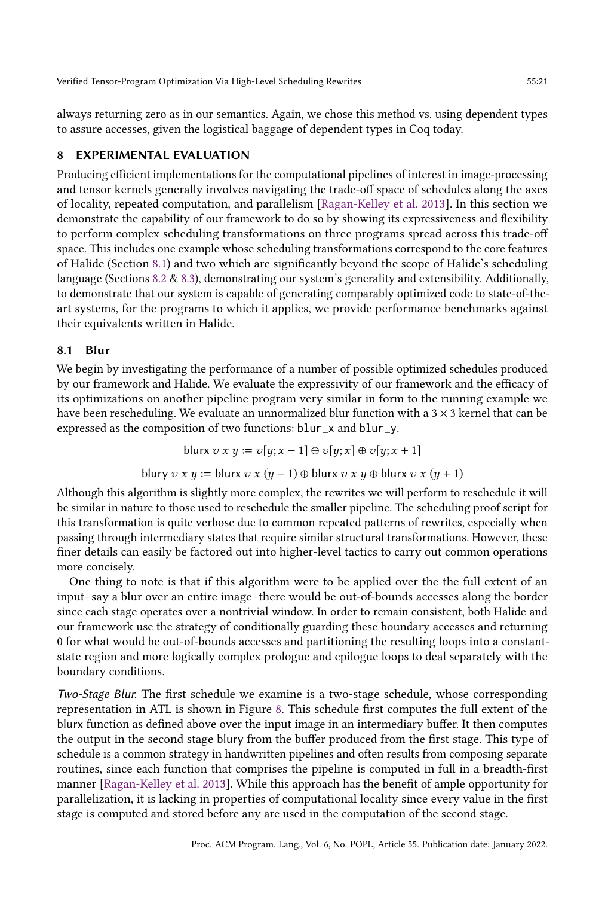always returning zero as in our semantics. Again, we chose this method vs. using dependent types to assure accesses, given the logistical baggage of dependent types in Coq today.

## 8 EXPERIMENTAL EVALUATION

Producing efficient implementations for the computational pipelines of interest in image-processing and tensor kernels generally involves navigating the trade-off space of schedules along the axes of locality, repeated computation, and parallelism [Ragan-Kelley et al. 2013]. In this section we demonstrate the capability of our framework to do so by showing its expressiveness and flexibility to perform complex scheduling transformations on three programs spread across this trade-off space. This includes one example whose scheduling transformations correspond to the core features of Halide (Section 8.1) and two which are significantly beyond the scope of Halide's scheduling language (Sections 8.2 & 8.3), demonstrating our system's generality and extensibility. Additionally, to demonstrate that our system is capable of generating comparably optimized code to state-of-the-art systems, for the programs to which it applies, we provide performance benchmarks against their equivalents written in Halide.

### 8.1 Blur

We begin by investigating the performance of a number of possible optimized schedules produced by our framework and Halide. We evaluate the expressivity of our framework and the efficacy of its optimizations on another pipeline program very similar in form to the running example we have been rescheduling. We evaluate an unnormalized blur function with a $3 \times 3$ kernel that can be expressed as the composition of two functions: `blur_x` and `blur_y`.

$$\mathsf{blurx}\ v\ x\ y := v[y; x-1] \oplus v[y; x] \oplus v[y; x+1]$$

$$\mathsf{blury}\ v\ x\ y := \mathsf{blurx}\ v\ x\ (y-1) \oplus \mathsf{blurx}\ v\ x\ y \oplus \mathsf{blurx}\ v\ x\ (y+1)$$

Although this algorithm is slightly more complex, the rewrites we will perform to reschedule it will be similar in nature to those used to reschedule the smaller pipeline. The scheduling proof script for this transformation is quite verbose due to common repeated patterns of rewrites, especially when passing through intermediary states that require similar structural transformations. However, these finer details can easily be factored out into higher-level tactics to carry out common operations more concisely.

One thing to note is that if this algorithm were to be applied over the the full extent of an input–say a blur over an entire image–there would be out-of-bounds accesses along the border since each stage operates over a nontrivial window. In order to remain consistent, both Halide and our framework use the strategy of conditionally guarding these boundary accesses and returning 0 for what would be out-of-bounds accesses and partitioning the resulting loops into a constant-state region and more logically complex prologue and epilogue loops to deal separately with the boundary conditions.

*Two-Stage Blur.* The first schedule we examine is a two-stage schedule, whose corresponding representation in ATL is shown in Figure 8. This schedule first computes the full extent of the blurx function as defined above over the input image in an intermediary buffer. It then computes the output in the second stage blury from the buffer produced from the first stage. This type of schedule is a common strategy in handwritten pipelines and often results from composing separate routines, since each function that comprises the pipeline is computed in full in a breadth-first manner [Ragan-Kelley et al. 2013]. While this approach has the benefit of ample opportunity for parallelization, it is lacking in properties of computational locality since every value in the first stage is computed and stored before any are used in the computation of the second stage.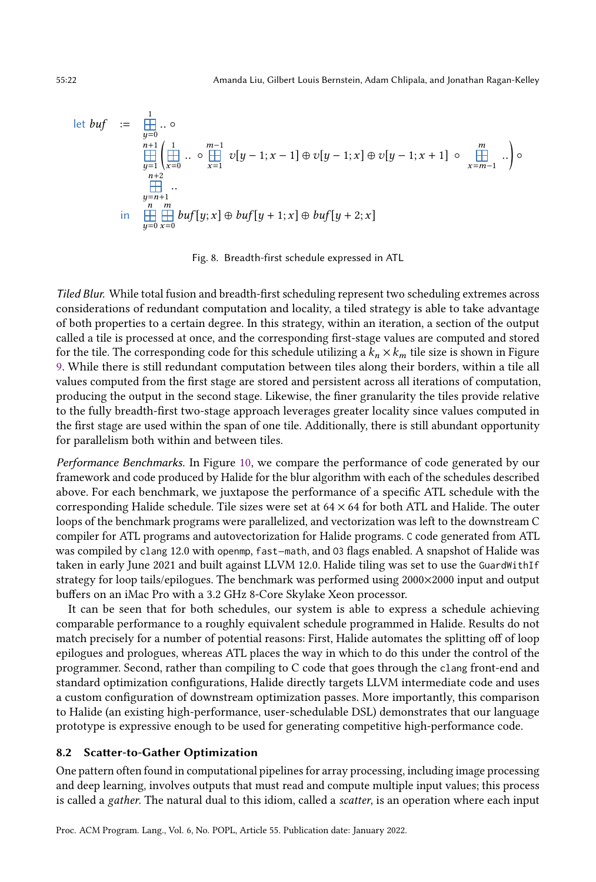$$
\begin{aligned}
\text{let } buf \quad &:= \quad \boxplus_{y=0}^{1} \,..\, \circ \\
&\quad\; \boxplus_{y=1}^{n+1} \left( \boxplus_{x=0}^{1} \,..\, \circ \boxplus_{x=1}^{m-1} v[y-1; x-1] \oplus v[y-1; x] \oplus v[y-1; x+1] \;\circ\; \boxplus_{x=m-1}^{m} \,.. \right) \circ \\
&\quad\; \boxplus_{y=n+1}^{n+2} \,.. \\
\text{in} \quad &\boxplus_{y=0}^{n} \boxplus_{x=0}^{m} buf[y; x] \oplus buf[y+1; x] \oplus buf[y+2; x]
\end{aligned}
$$

Fig. 8. Breadth-first schedule expressed in ATL

*Tiled Blur.* While total fusion and breadth-first scheduling represent two scheduling extremes across considerations of redundant computation and locality, a tiled strategy is able to take advantage of both properties to a certain degree. In this strategy, within an iteration, a section of the output called a tile is processed at once, and the corresponding first-stage values are computed and stored for the tile. The corresponding code for this schedule utilizing a $k_n \times k_m$ tile size is shown in Figure 9. While there is still redundant computation between tiles along their borders, within a tile all values computed from the first stage are stored and persistent across all iterations of computation, producing the output in the second stage. Likewise, the finer granularity the tiles provide relative to the fully breadth-first two-stage approach leverages greater locality since values computed in the first stage are used within the span of one tile. Additionally, there is still abundant opportunity for parallelism both within and between tiles.

*Performance Benchmarks.* In Figure 10, we compare the performance of code generated by our framework and code produced by Halide for the blur algorithm with each of the schedules described above. For each benchmark, we juxtapose the performance of a specific ATL schedule with the corresponding Halide schedule. Tile sizes were set at $64 \times 64$ for both ATL and Halide. The outer loops of the benchmark programs were parallelized, and vectorization was left to the downstream C compiler for ATL programs and autovectorization for Halide programs. `C` code generated from ATL was compiled by `clang` 12.0 with `openmp`, `fast-math`, and `O3` flags enabled. A snapshot of Halide was taken in early June 2021 and built against LLVM 12.0. Halide tiling was set to use the `GuardWithIf` strategy for loop tails/epilogues. The benchmark was performed using $2000 \times 2000$ input and output buffers on an iMac Pro with a 3.2 GHz 8-Core Skylake Xeon processor.

It can be seen that for both schedules, our system is able to express a schedule achieving comparable performance to a roughly equivalent schedule programmed in Halide. Results do not match precisely for a number of potential reasons: First, Halide automates the splitting off of loop epilogues and prologues, whereas ATL places the way in which to do this under the control of the programmer. Second, rather than compiling to C code that goes through the `clang` front-end and standard optimization configurations, Halide directly targets LLVM intermediate code and uses a custom configuration of downstream optimization passes. More importantly, this comparison to Halide (an existing high-performance, user-schedulable DSL) demonstrates that our language prototype is expressive enough to be used for generating competitive high-performance code.

### 8.2 Scatter-to-Gather Optimization

One pattern often found in computational pipelines for array processing, including image processing and deep learning, involves outputs that must read and compute multiple input values; this process is called a *gather*. The natural dual to this idiom, called a *scatter*, is an operation where each input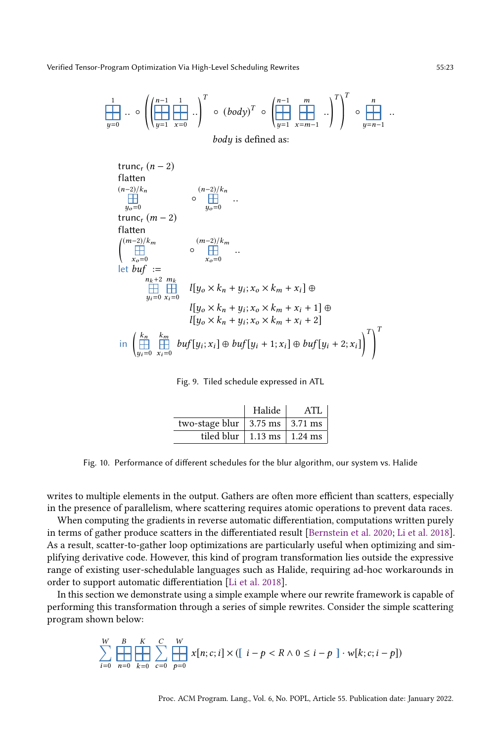$$\mathop{\boxplus}_{y=0}^{1} \,..\, \circ \left( \left( \mathop{\boxplus}_{y=1}^{n-1} \mathop{\boxplus}_{x=0}^{1} \,..\right)^T \circ (body)^T \circ \left( \mathop{\boxplus}_{y=1}^{n-1} \mathop{\boxplus}_{x=m-1}^{m} \,..\right)^T \right)^T \circ \mathop{\boxplus}_{y=n-1}^{n} \,..$$

*body* is defined as:

$$
\begin{array}{l}
\mathsf{trunc_r}\ (n-2) \\
\mathsf{flatten} \\
\mathop{\boxplus}_{y_o=0}^{(n-2)/k_n} \qquad \circ \mathop{\boxplus}_{y_o=0}^{(n-2)/k_n} \,.. \\
\mathsf{trunc_r}\ (m-2) \\
\mathsf{flatten} \\
\Bigg( \mathop{\boxplus}_{x_o=0}^{(m-2)/k_m} \qquad \circ \mathop{\boxplus}_{x_o=0}^{(m-2)/k_m} \,.. \\
\textsf{let}\ buf \ := \\
\qquad \mathop{\boxplus}_{y_i=0}^{n_k+2} \mathop{\boxplus}_{x_i=0}^{m_k} \quad l[y_o \times k_n + y_i; x_o \times k_m + x_i] \oplus \\
\qquad\qquad\qquad l[y_o \times k_n + y_i; x_o \times k_m + x_i + 1] \oplus \\
\qquad\qquad\qquad l[y_o \times k_n + y_i; x_o \times k_m + x_i + 2] \\
\textsf{in} \left( \mathop{\boxplus}_{y_i=0}^{k_n} \mathop{\boxplus}_{x_i=0}^{k_m} buf[y_i; x_i] \oplus buf[y_i+1; x_i] \oplus buf[y_i+2; x_i] \right)^T \Bigg)^T
\end{array}
$$

Fig. 9. Tiled schedule expressed in ATL

| | Halide | ATL |
|---|---|---|
| two-stage blur | 3.75 ms | 3.71 ms |
| tiled blur | 1.13 ms | 1.24 ms |

Fig. 10. Performance of different schedules for the blur algorithm, our system vs. Halide

writes to multiple elements in the output. Gathers are often more efficient than scatters, especially in the presence of parallelism, where scattering requires atomic operations to prevent data races.

When computing the gradients in reverse automatic differentiation, computations written purely in terms of gather produce scatters in the differentiated result [Bernstein et al. 2020; Li et al. 2018]. As a result, scatter-to-gather loop optimizations are particularly useful when optimizing and simplifying derivative code. However, this kind of program transformation lies outside the expressive range of existing user-schedulable languages such as Halide, requiring ad-hoc workarounds in order to support automatic differentiation [Li et al. 2018].

In this section we demonstrate using a simple example where our rewrite framework is capable of performing this transformation through a series of simple rewrites. Consider the simple scattering program shown below:

$$\sum_{i=0}^{W} \mathop{\boxplus}_{n=0}^{B} \mathop{\boxplus}_{k=0}^{K} \sum_{c=0}^{C} \mathop{\boxplus}_{p=0}^{W} x[n;c;i] \times ([\![\ i-p < R \land 0 \le i-p\ ]\!] \cdot w[k;c;i-p])$$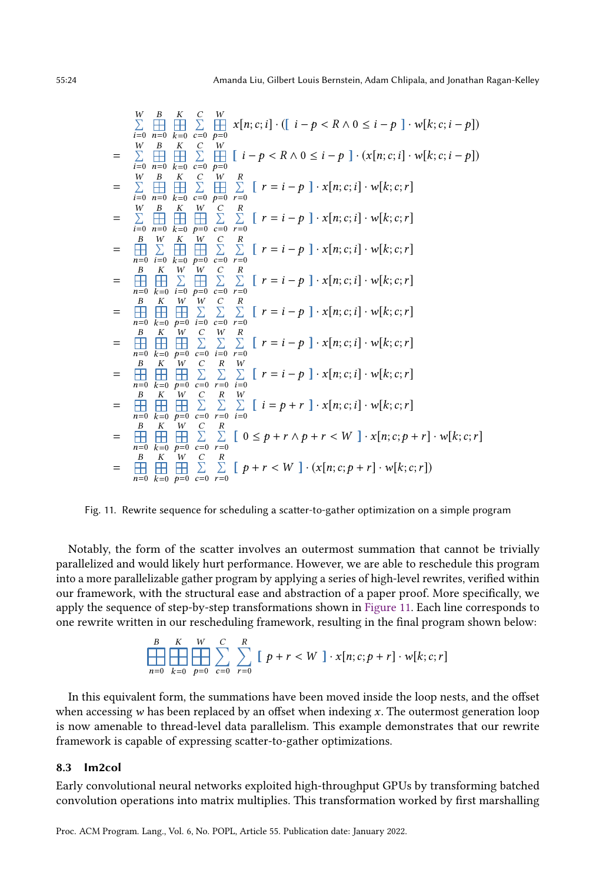$$
\begin{aligned}
& \sum_{i=0}^{W} \boxplus_{n=0}^{B} \boxplus_{k=0}^{K} \sum_{c=0}^{C} \boxplus_{p=0}^{W} x[n;c;i] \cdot ([\ i-p < R \wedge 0 \leq i-p\ ] \cdot w[k;c;i-p]) \\
= & \sum_{i=0}^{W} \boxplus_{n=0}^{B} \boxplus_{k=0}^{K} \sum_{c=0}^{C} \boxplus_{p=0}^{W} [\ i-p < R \wedge 0 \leq i-p\ ] \cdot (x[n;c;i] \cdot w[k;c;i-p]) \\
= & \sum_{i=0}^{W} \boxplus_{n=0}^{B} \boxplus_{k=0}^{K} \sum_{c=0}^{C} \boxplus_{p=0}^{W} \sum_{r=0}^{R} [\ r = i-p\ ] \cdot x[n;c;i] \cdot w[k;c;r] \\
= & \sum_{i=0}^{W} \boxplus_{n=0}^{B} \boxplus_{k=0}^{K} \boxplus_{p=0}^{W} \sum_{c=0}^{C} \sum_{r=0}^{R} [\ r = i-p\ ] \cdot x[n;c;i] \cdot w[k;c;r] \\
= & \boxplus_{n=0}^{B} \sum_{i=0}^{W} \boxplus_{k=0}^{K} \boxplus_{p=0}^{W} \sum_{c=0}^{C} \sum_{r=0}^{R} [\ r = i-p\ ] \cdot x[n;c;i] \cdot w[k;c;r] \\
= & \boxplus_{n=0}^{B} \boxplus_{k=0}^{K} \sum_{i=0}^{W} \boxplus_{p=0}^{W} \sum_{c=0}^{C} \sum_{r=0}^{R} [\ r = i-p\ ] \cdot x[n;c;i] \cdot w[k;c;r] \\
= & \boxplus_{n=0}^{B} \boxplus_{k=0}^{K} \boxplus_{p=0}^{W} \sum_{i=0}^{W} \sum_{c=0}^{C} \sum_{r=0}^{R} [\ r = i-p\ ] \cdot x[n;c;i] \cdot w[k;c;r] \\
= & \boxplus_{n=0}^{B} \boxplus_{k=0}^{K} \boxplus_{p=0}^{W} \sum_{c=0}^{C} \sum_{i=0}^{W} \sum_{r=0}^{R} [\ r = i-p\ ] \cdot x[n;c;i] \cdot w[k;c;r] \\
= & \boxplus_{n=0}^{B} \boxplus_{k=0}^{K} \boxplus_{p=0}^{W} \sum_{c=0}^{C} \sum_{r=0}^{R} \sum_{i=0}^{W} [\ r = i-p\ ] \cdot x[n;c;i] \cdot w[k;c;r] \\
= & \boxplus_{n=0}^{B} \boxplus_{k=0}^{K} \boxplus_{p=0}^{W} \sum_{c=0}^{C} \sum_{r=0}^{R} \sum_{i=0}^{W} [\ i = p+r\ ] \cdot x[n;c;i] \cdot w[k;c;r] \\
= & \boxplus_{n=0}^{B} \boxplus_{k=0}^{K} \boxplus_{p=0}^{W} \sum_{c=0}^{C} \sum_{r=0}^{R} [\ 0 \leq p+r \wedge p+r < W\ ] \cdot x[n;c;p+r] \cdot w[k;c;r] \\
= & \boxplus_{n=0}^{B} \boxplus_{k=0}^{K} \boxplus_{p=0}^{W} \sum_{c=0}^{C} \sum_{r=0}^{R} [\ p+r < W\ ] \cdot (x[n;c;p+r] \cdot w[k;c;r])
\end{aligned}
$$

Fig. 11. Rewrite sequence for scheduling a scatter-to-gather optimization on a simple program

Notably, the form of the scatter involves an outermost summation that cannot be trivially parallelized and would likely hurt performance. However, we are able to reschedule this program into a more parallelizable gather program by applying a series of high-level rewrites, verified within our framework, with the structural ease and abstraction of a paper proof. More specifically, we apply the sequence of step-by-step transformations shown in Figure 11. Each line corresponds to one rewrite written in our rescheduling framework, resulting in the final program shown below:

$$
\boxplus_{n=0}^{B} \boxplus_{k=0}^{K} \boxplus_{p=0}^{W} \sum_{c=0}^{C} \sum_{r=0}^{R} [\ p+r < W\ ] \cdot x[n;c;p+r] \cdot w[k;c;r]
$$

In this equivalent form, the summations have been moved inside the loop nests, and the offset when accessing $w$ has been replaced by an offset when indexing $x$. The outermost generation loop is now amenable to thread-level data parallelism. This example demonstrates that our rewrite framework is capable of expressing scatter-to-gather optimizations.

### 8.3 Im2col

Early convolutional neural networks exploited high-throughput GPUs by transforming batched convolution operations into matrix multiplies. This transformation worked by first marshalling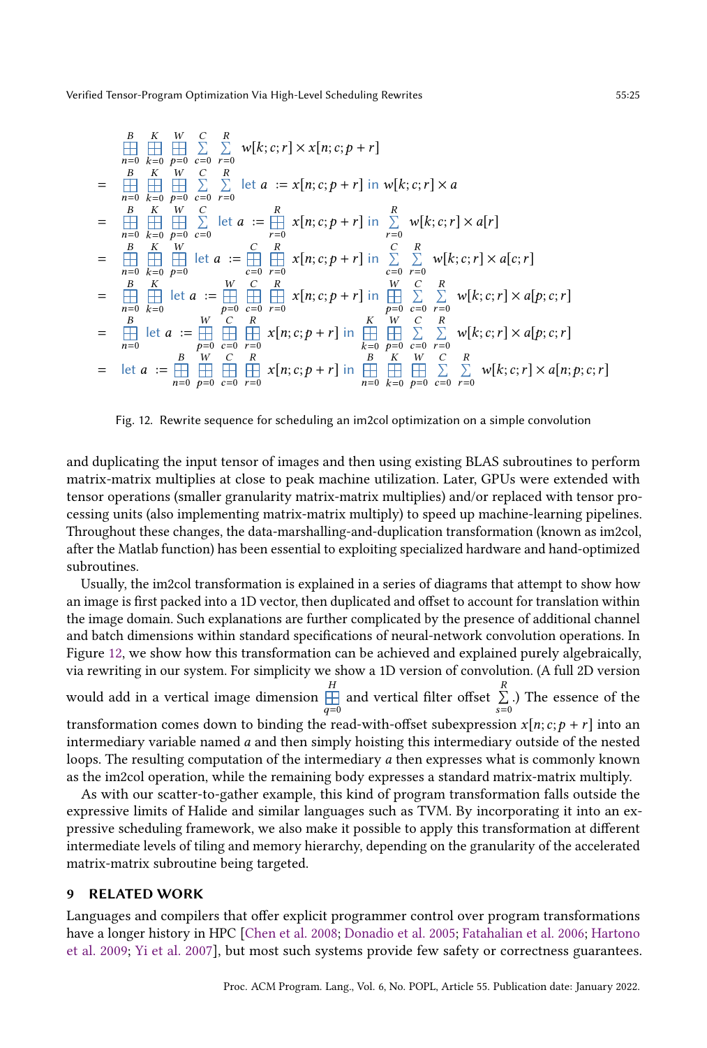$$
\begin{aligned}
& \mathop{\boxplus}_{n=0}^{B} \mathop{\boxplus}_{k=0}^{K} \mathop{\boxplus}_{p=0}^{W} \sum_{c=0}^{C} \sum_{r=0}^{R} w[k;c;r] \times x[n;c;p+r] \\
= \; & \mathop{\boxplus}_{n=0}^{B} \mathop{\boxplus}_{k=0}^{K} \mathop{\boxplus}_{p=0}^{W} \sum_{c=0}^{C} \sum_{r=0}^{R} \text{let } a := x[n;c;p+r] \text{ in } w[k;c;r] \times a \\
= \; & \mathop{\boxplus}_{n=0}^{B} \mathop{\boxplus}_{k=0}^{K} \mathop{\boxplus}_{p=0}^{W} \sum_{c=0}^{C} \text{let } a := \mathop{\boxplus}_{r=0}^{R} x[n;c;p+r] \text{ in } \sum_{r=0}^{R} w[k;c;r] \times a[r] \\
= \; & \mathop{\boxplus}_{n=0}^{B} \mathop{\boxplus}_{k=0}^{K} \mathop{\boxplus}_{p=0}^{W} \text{let } a := \mathop{\boxplus}_{c=0}^{C} \mathop{\boxplus}_{r=0}^{R} x[n;c;p+r] \text{ in } \sum_{c=0}^{C} \sum_{r=0}^{R} w[k;c;r] \times a[c;r] \\
= \; & \mathop{\boxplus}_{n=0}^{B} \mathop{\boxplus}_{k=0}^{K} \text{let } a := \mathop{\boxplus}_{p=0}^{W} \mathop{\boxplus}_{c=0}^{C} \mathop{\boxplus}_{r=0}^{R} x[n;c;p+r] \text{ in } \mathop{\boxplus}_{p=0}^{W} \sum_{c=0}^{C} \sum_{r=0}^{R} w[k;c;r] \times a[p;c;r] \\
= \; & \mathop{\boxplus}_{n=0}^{B} \text{let } a := \mathop{\boxplus}_{p=0}^{W} \mathop{\boxplus}_{c=0}^{C} \mathop{\boxplus}_{r=0}^{R} x[n;c;p+r] \text{ in } \mathop{\boxplus}_{k=0}^{K} \mathop{\boxplus}_{p=0}^{W} \sum_{c=0}^{C} \sum_{r=0}^{R} w[k;c;r] \times a[p;c;r] \\
= \; & \text{let } a := \mathop{\boxplus}_{n=0}^{B} \mathop{\boxplus}_{p=0}^{W} \mathop{\boxplus}_{c=0}^{C} \mathop{\boxplus}_{r=0}^{R} x[n;c;p+r] \text{ in } \mathop{\boxplus}_{n=0}^{B} \mathop{\boxplus}_{k=0}^{K} \mathop{\boxplus}_{p=0}^{W} \sum_{c=0}^{C} \sum_{r=0}^{R} w[k;c;r] \times a[n;p;c;r]
\end{aligned}
$$

Fig. 12. Rewrite sequence for scheduling an im2col optimization on a simple convolution

and duplicating the input tensor of images and then using existing BLAS subroutines to perform matrix-matrix multiplies at close to peak machine utilization. Later, GPUs were extended with tensor operations (smaller granularity matrix-matrix multiplies) and/or replaced with tensor processing units (also implementing matrix-matrix multiply) to speed up machine-learning pipelines. Throughout these changes, the data-marshalling-and-duplication transformation (known as im2col, after the Matlab function) has been essential to exploiting specialized hardware and hand-optimized subroutines.

Usually, the im2col transformation is explained in a series of diagrams that attempt to show how an image is first packed into a 1D vector, then duplicated and offset to account for translation within the image domain. Such explanations are further complicated by the presence of additional channel and batch dimensions within standard specifications of neural-network convolution operations. In Figure 12, we show how this transformation can be achieved and explained purely algebraically, via rewriting in our system. For simplicity we show a 1D version of convolution. (A full 2D version would add in a vertical image dimension $\mathop{\boxplus}_{q=0}^{H}$ and vertical filter offset $\sum_{s=0}^{R}$.) The essence of the transformation comes down to binding the read-with-offset subexpression $x[n;c;p+r]$ into an intermediary variable named $a$ and then simply hoisting this intermediary outside of the nested loops. The resulting computation of the intermediary $a$ then expresses what is commonly known as the im2col operation, while the remaining body expresses a standard matrix-matrix multiply.

As with our scatter-to-gather example, this kind of program transformation falls outside the expressive limits of Halide and similar languages such as TVM. By incorporating it into an expressive scheduling framework, we also make it possible to apply this transformation at different intermediate levels of tiling and memory hierarchy, depending on the granularity of the accelerated matrix-matrix subroutine being targeted.

## 9 RELATED WORK

Languages and compilers that offer explicit programmer control over program transformations have a longer history in HPC [Chen et al. 2008; Donadio et al. 2005; Fatahalian et al. 2006; Hartono et al. 2009; Yi et al. 2007], but most such systems provide few safety or correctness guarantees.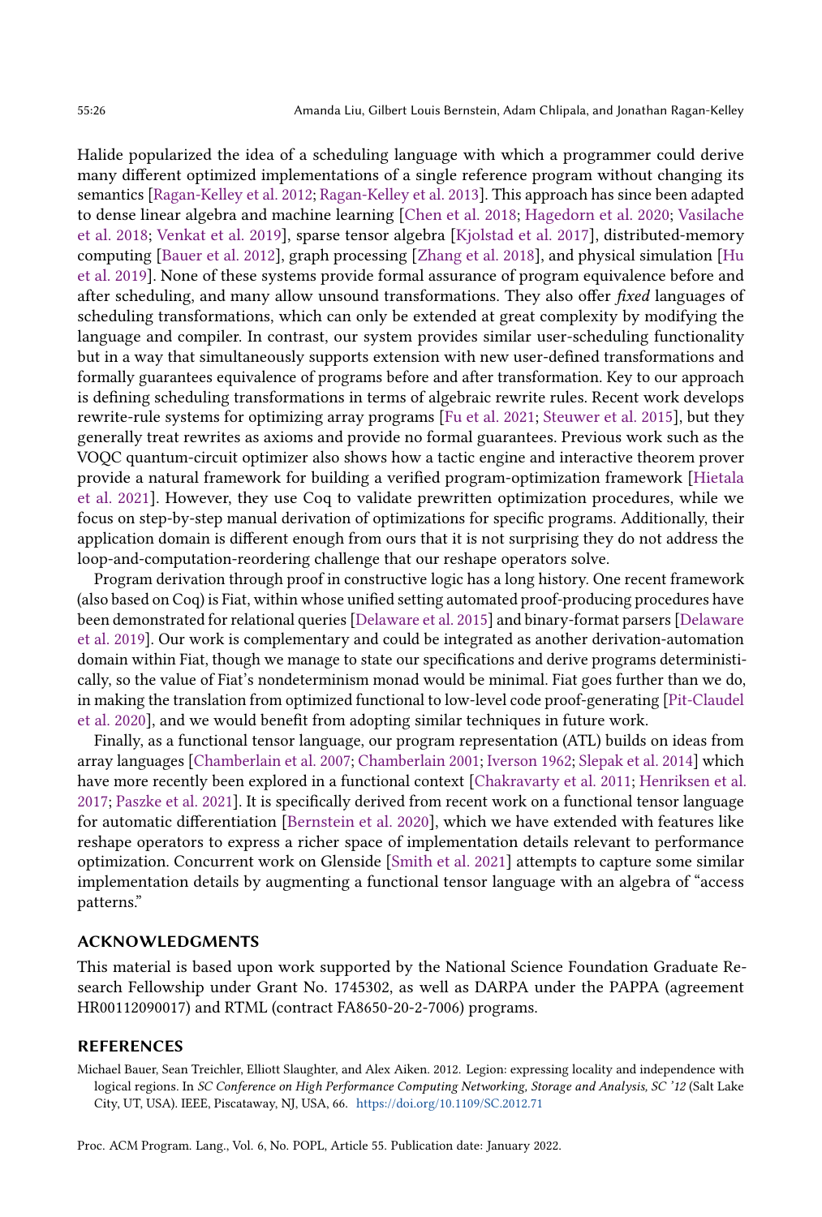Halide popularized the idea of a scheduling language with which a programmer could derive many different optimized implementations of a single reference program without changing its semantics [Ragan-Kelley et al. 2012; Ragan-Kelley et al. 2013]. This approach has since been adapted to dense linear algebra and machine learning [Chen et al. 2018; Hagedorn et al. 2020; Vasilache et al. 2018; Venkat et al. 2019], sparse tensor algebra [Kjolstad et al. 2017], distributed-memory computing [Bauer et al. 2012], graph processing [Zhang et al. 2018], and physical simulation [Hu et al. 2019]. None of these systems provide formal assurance of program equivalence before and after scheduling, and many allow unsound transformations. They also offer *fixed* languages of scheduling transformations, which can only be extended at great complexity by modifying the language and compiler. In contrast, our system provides similar user-scheduling functionality but in a way that simultaneously supports extension with new user-defined transformations and formally guarantees equivalence of programs before and after transformation. Key to our approach is defining scheduling transformations in terms of algebraic rewrite rules. Recent work develops rewrite-rule systems for optimizing array programs [Fu et al. 2021; Steuwer et al. 2015], but they generally treat rewrites as axioms and provide no formal guarantees. Previous work such as the VOQC quantum-circuit optimizer also shows how a tactic engine and interactive theorem prover provide a natural framework for building a verified program-optimization framework [Hietala et al. 2021]. However, they use Coq to validate prewritten optimization procedures, while we focus on step-by-step manual derivation of optimizations for specific programs. Additionally, their application domain is different enough from ours that it is not surprising they do not address the loop-and-computation-reordering challenge that our reshape operators solve.

Program derivation through proof in constructive logic has a long history. One recent framework (also based on Coq) is Fiat, within whose unified setting automated proof-producing procedures have been demonstrated for relational queries [Delaware et al. 2015] and binary-format parsers [Delaware et al. 2019]. Our work is complementary and could be integrated as another derivation-automation domain within Fiat, though we manage to state our specifications and derive programs deterministically, so the value of Fiat's nondeterminism monad would be minimal. Fiat goes further than we do, in making the translation from optimized functional to low-level code proof-generating [Pit-Claudel et al. 2020], and we would benefit from adopting similar techniques in future work.

Finally, as a functional tensor language, our program representation (ATL) builds on ideas from array languages [Chamberlain et al. 2007; Chamberlain 2001; Iverson 1962; Slepak et al. 2014] which have more recently been explored in a functional context [Chakravarty et al. 2011; Henriksen et al. 2017; Paszke et al. 2021]. It is specifically derived from recent work on a functional tensor language for automatic differentiation [Bernstein et al. 2020], which we have extended with features like reshape operators to express a richer space of implementation details relevant to performance optimization. Concurrent work on Glenside [Smith et al. 2021] attempts to capture some similar implementation details by augmenting a functional tensor language with an algebra of "access patterns."

## ACKNOWLEDGMENTS

This material is based upon work supported by the National Science Foundation Graduate Research Fellowship under Grant No. 1745302, as well as DARPA under the PAPPA (agreement HR00112090017) and RTML (contract FA8650-20-2-7006) programs.

## REFERENCES

Michael Bauer, Sean Treichler, Elliott Slaughter, and Alex Aiken. 2012. Legion: expressing locality and independence with logical regions. In *SC Conference on High Performance Computing Networking, Storage and Analysis, SC '12* (Salt Lake City, UT, USA). IEEE, Piscataway, NJ, USA, 66. https://doi.org/10.1109/SC.2012.71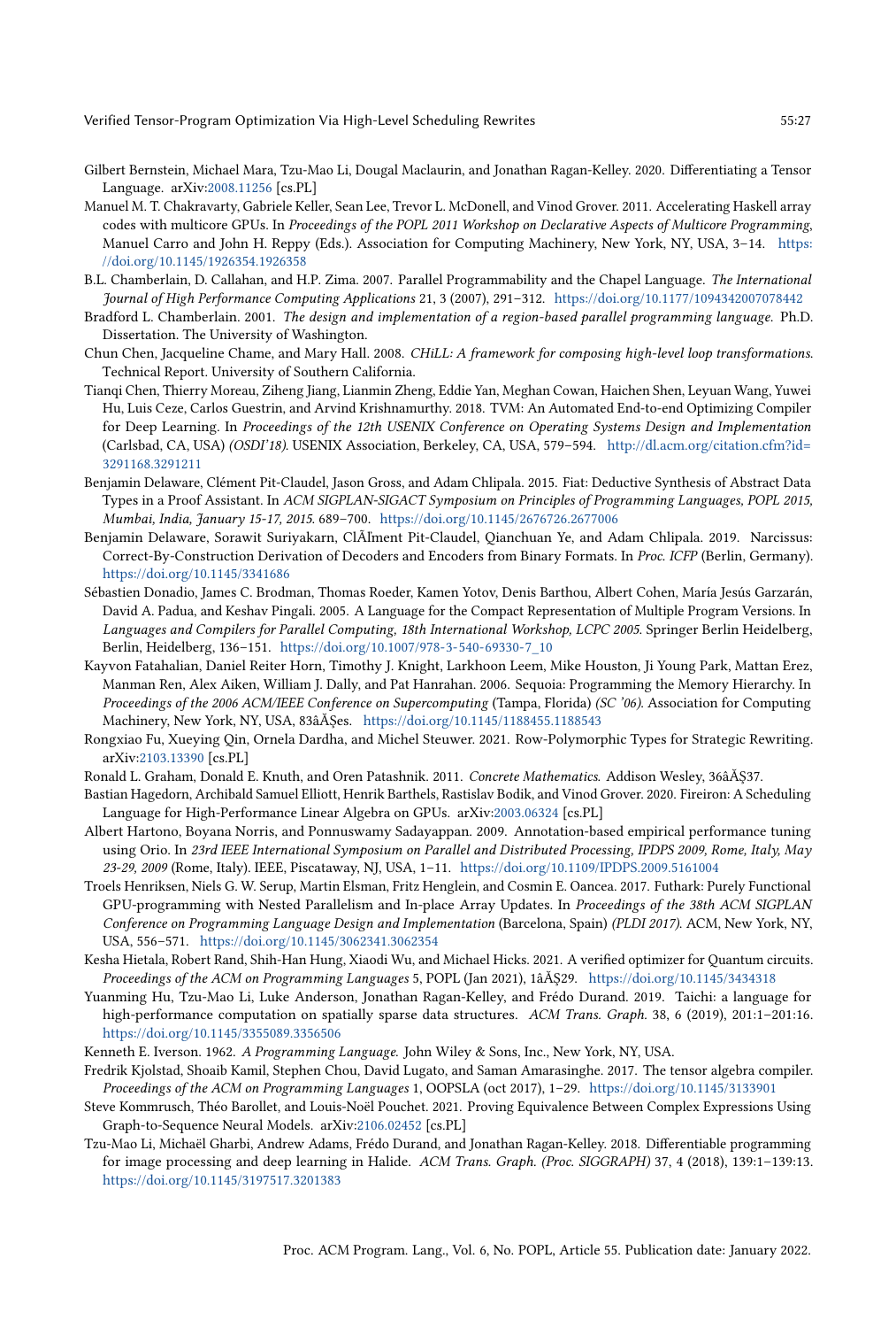Gilbert Bernstein, Michael Mara, Tzu-Mao Li, Dougal Maclaurin, and Jonathan Ragan-Kelley. 2020. Differentiating a Tensor Language. arXiv:2008.11256 [cs.PL]

Manuel M. T. Chakravarty, Gabriele Keller, Sean Lee, Trevor L. McDonell, and Vinod Grover. 2011. Accelerating Haskell array codes with multicore GPUs. In *Proceedings of the POPL 2011 Workshop on Declarative Aspects of Multicore Programming*, Manuel Carro and John H. Reppy (Eds.). Association for Computing Machinery, New York, NY, USA, 3–14. https://doi.org/10.1145/1926354.1926358

B.L. Chamberlain, D. Callahan, and H.P. Zima. 2007. Parallel Programmability and the Chapel Language. *The International Journal of High Performance Computing Applications* 21, 3 (2007), 291–312. https://doi.org/10.1177/1094342007078442

Bradford L. Chamberlain. 2001. *The design and implementation of a region-based parallel programming language.* Ph.D. Dissertation. The University of Washington.

Chun Chen, Jacqueline Chame, and Mary Hall. 2008. *CHiLL: A framework for composing high-level loop transformations.* Technical Report. University of Southern California.

Tianqi Chen, Thierry Moreau, Ziheng Jiang, Lianmin Zheng, Eddie Yan, Meghan Cowan, Haichen Shen, Leyuan Wang, Yuwei Hu, Luis Ceze, Carlos Guestrin, and Arvind Krishnamurthy. 2018. TVM: An Automated End-to-end Optimizing Compiler for Deep Learning. In *Proceedings of the 12th USENIX Conference on Operating Systems Design and Implementation* (Carlsbad, CA, USA) *(OSDI'18)*. USENIX Association, Berkeley, CA, USA, 579–594. http://dl.acm.org/citation.cfm?id=3291168.3291211

Benjamin Delaware, Clément Pit-Claudel, Jason Gross, and Adam Chlipala. 2015. Fiat: Deductive Synthesis of Abstract Data Types in a Proof Assistant. In *ACM SIGPLAN-SIGACT Symposium on Principles of Programming Languages, POPL 2015, Mumbai, India, January 15-17, 2015.* 689–700. https://doi.org/10.1145/2676726.2677006

Benjamin Delaware, Sorawit Suriyakarn, ClÃl'ment Pit-Claudel, Qianchuan Ye, and Adam Chlipala. 2019. Narcissus: Correct-By-Construction Derivation of Decoders and Encoders from Binary Formats. In *Proc. ICFP* (Berlin, Germany). https://doi.org/10.1145/3341686

Sébastien Donadio, James C. Brodman, Thomas Roeder, Kamen Yotov, Denis Barthou, Albert Cohen, María Jesús Garzarán, David A. Padua, and Keshav Pingali. 2005. A Language for the Compact Representation of Multiple Program Versions. In *Languages and Compilers for Parallel Computing, 18th International Workshop, LCPC 2005.* Springer Berlin Heidelberg, Berlin, Heidelberg, 136–151. https://doi.org/10.1007/978-3-540-69330-7_10

Kayvon Fatahalian, Daniel Reiter Horn, Timothy J. Knight, Larkhoon Leem, Mike Houston, Ji Young Park, Mattan Erez, Manman Ren, Alex Aiken, William J. Dally, and Pat Hanrahan. 2006. Sequoia: Programming the Memory Hierarchy. In *Proceedings of the 2006 ACM/IEEE Conference on Supercomputing* (Tampa, Florida) *(SC '06)*. Association for Computing Machinery, New York, NY, USA, 83âĂŞes. https://doi.org/10.1145/1188455.1188543

Rongxiao Fu, Xueying Qin, Ornela Dardha, and Michel Steuwer. 2021. Row-Polymorphic Types for Strategic Rewriting. arXiv:2103.13390 [cs.PL]

Ronald L. Graham, Donald E. Knuth, and Oren Patashnik. 2011. *Concrete Mathematics.* Addison Wesley, 36âĂŞ37.

Bastian Hagedorn, Archibald Samuel Elliott, Henrik Barthels, Rastislav Bodik, and Vinod Grover. 2020. Fireiron: A Scheduling Language for High-Performance Linear Algebra on GPUs. arXiv:2003.06324 [cs.PL]

Albert Hartono, Boyana Norris, and Ponnuswamy Sadayappan. 2009. Annotation-based empirical performance tuning using Orio. In *23rd IEEE International Symposium on Parallel and Distributed Processing, IPDPS 2009, Rome, Italy, May 23-29, 2009* (Rome, Italy). IEEE, Piscataway, NJ, USA, 1–11. https://doi.org/10.1109/IPDPS.2009.5161004

Troels Henriksen, Niels G. W. Serup, Martin Elsman, Fritz Henglein, and Cosmin E. Oancea. 2017. Futhark: Purely Functional GPU-programming with Nested Parallelism and In-place Array Updates. In *Proceedings of the 38th ACM SIGPLAN Conference on Programming Language Design and Implementation* (Barcelona, Spain) *(PLDI 2017)*. ACM, New York, NY, USA, 556–571. https://doi.org/10.1145/3062341.3062354

Kesha Hietala, Robert Rand, Shih-Han Hung, Xiaodi Wu, and Michael Hicks. 2021. A verified optimizer for Quantum circuits. *Proceedings of the ACM on Programming Languages* 5, POPL (Jan 2021), 1âĂŞ29. https://doi.org/10.1145/3434318

Yuanming Hu, Tzu-Mao Li, Luke Anderson, Jonathan Ragan-Kelley, and Frédo Durand. 2019. Taichi: a language for high-performance computation on spatially sparse data structures. *ACM Trans. Graph.* 38, 6 (2019), 201:1–201:16. https://doi.org/10.1145/3355089.3356506

Kenneth E. Iverson. 1962. *A Programming Language.* John Wiley & Sons, Inc., New York, NY, USA.

Fredrik Kjolstad, Shoaib Kamil, Stephen Chou, David Lugato, and Saman Amarasinghe. 2017. The tensor algebra compiler. *Proceedings of the ACM on Programming Languages* 1, OOPSLA (oct 2017), 1–29. https://doi.org/10.1145/3133901

Steve Kommrusch, Théo Barollet, and Louis-Noël Pouchet. 2021. Proving Equivalence Between Complex Expressions Using Graph-to-Sequence Neural Models. arXiv:2106.02452 [cs.PL]

Tzu-Mao Li, Michaël Gharbi, Andrew Adams, Frédo Durand, and Jonathan Ragan-Kelley. 2018. Differentiable programming for image processing and deep learning in Halide. *ACM Trans. Graph. (Proc. SIGGRAPH)* 37, 4 (2018), 139:1–139:13. https://doi.org/10.1145/3197517.3201383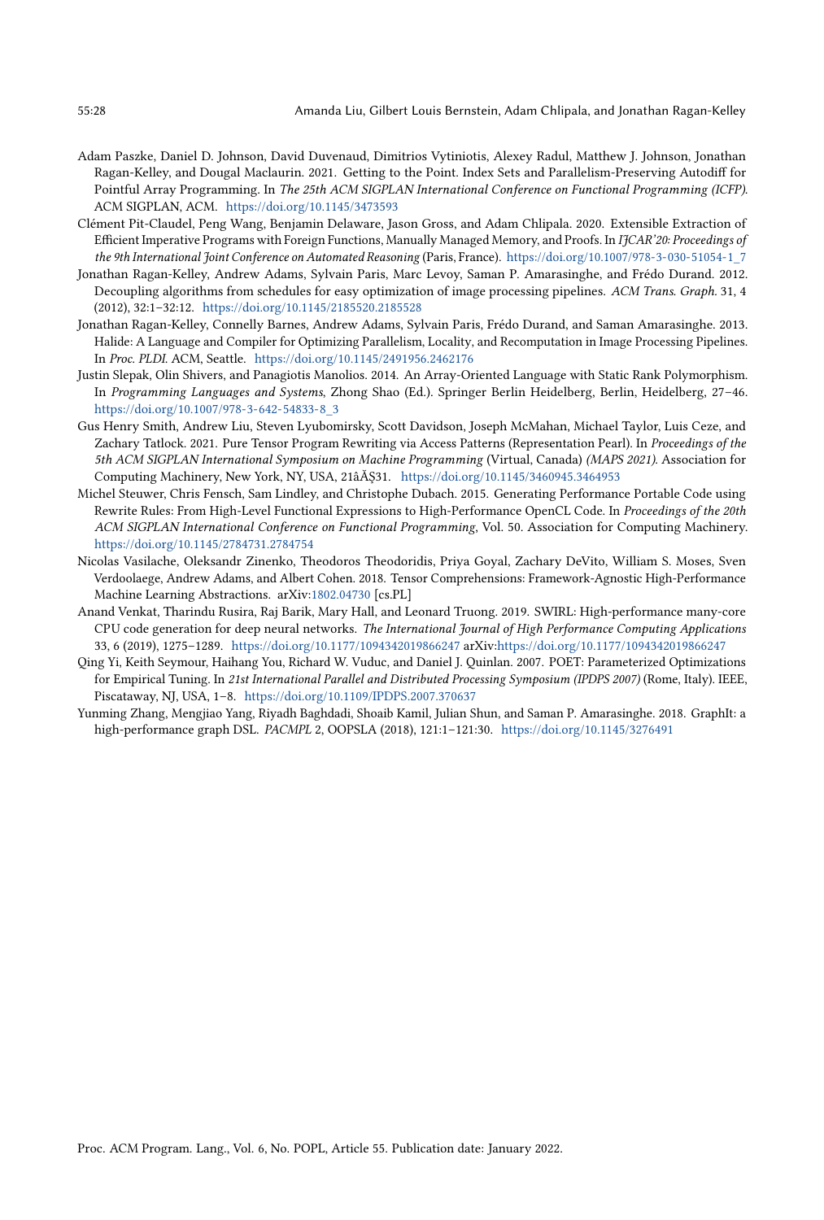Adam Paszke, Daniel D. Johnson, David Duvenaud, Dimitrios Vytiniotis, Alexey Radul, Matthew J. Johnson, Jonathan Ragan-Kelley, and Dougal Maclaurin. 2021. Getting to the Point. Index Sets and Parallelism-Preserving Autodiff for Pointful Array Programming. In *The 25th ACM SIGPLAN International Conference on Functional Programming (ICFP)*. ACM SIGPLAN, ACM. https://doi.org/10.1145/3473593

Clément Pit-Claudel, Peng Wang, Benjamin Delaware, Jason Gross, and Adam Chlipala. 2020. Extensible Extraction of Efficient Imperative Programs with Foreign Functions, Manually Managed Memory, and Proofs. In *IJCAR'20: Proceedings of the 9th International Joint Conference on Automated Reasoning* (Paris, France). https://doi.org/10.1007/978-3-030-51054-1_7

Jonathan Ragan-Kelley, Andrew Adams, Sylvain Paris, Marc Levoy, Saman P. Amarasinghe, and Frédo Durand. 2012. Decoupling algorithms from schedules for easy optimization of image processing pipelines. *ACM Trans. Graph.* 31, 4 (2012), 32:1–32:12. https://doi.org/10.1145/2185520.2185528

Jonathan Ragan-Kelley, Connelly Barnes, Andrew Adams, Sylvain Paris, Frédo Durand, and Saman Amarasinghe. 2013. Halide: A Language and Compiler for Optimizing Parallelism, Locality, and Recomputation in Image Processing Pipelines. In *Proc. PLDI*. ACM, Seattle. https://doi.org/10.1145/2491956.2462176

Justin Slepak, Olin Shivers, and Panagiotis Manolios. 2014. An Array-Oriented Language with Static Rank Polymorphism. In *Programming Languages and Systems*, Zhong Shao (Ed.). Springer Berlin Heidelberg, Berlin, Heidelberg, 27–46. https://doi.org/10.1007/978-3-642-54833-8_3

Gus Henry Smith, Andrew Liu, Steven Lyubomirsky, Scott Davidson, Joseph McMahan, Michael Taylor, Luis Ceze, and Zachary Tatlock. 2021. Pure Tensor Program Rewriting via Access Patterns (Representation Pearl). In *Proceedings of the 5th ACM SIGPLAN International Symposium on Machine Programming* (Virtual, Canada) *(MAPS 2021)*. Association for Computing Machinery, New York, NY, USA, 21âĂŞ31. https://doi.org/10.1145/3460945.3464953

Michel Steuwer, Chris Fensch, Sam Lindley, and Christophe Dubach. 2015. Generating Performance Portable Code using Rewrite Rules: From High-Level Functional Expressions to High-Performance OpenCL Code. In *Proceedings of the 20th ACM SIGPLAN International Conference on Functional Programming*, Vol. 50. Association for Computing Machinery. https://doi.org/10.1145/2784731.2784754

Nicolas Vasilache, Oleksandr Zinenko, Theodoros Theodoridis, Priya Goyal, Zachary DeVito, William S. Moses, Sven Verdoolaege, Andrew Adams, and Albert Cohen. 2018. Tensor Comprehensions: Framework-Agnostic High-Performance Machine Learning Abstractions. arXiv:1802.04730 [cs.PL]

Anand Venkat, Tharindu Rusira, Raj Barik, Mary Hall, and Leonard Truong. 2019. SWIRL: High-performance many-core CPU code generation for deep neural networks. *The International Journal of High Performance Computing Applications* 33, 6 (2019), 1275–1289. https://doi.org/10.1177/1094342019866247 arXiv:https://doi.org/10.1177/1094342019866247

Qing Yi, Keith Seymour, Haihang You, Richard W. Vuduc, and Daniel J. Quinlan. 2007. POET: Parameterized Optimizations for Empirical Tuning. In *21st International Parallel and Distributed Processing Symposium (IPDPS 2007)* (Rome, Italy). IEEE, Piscataway, NJ, USA, 1–8. https://doi.org/10.1109/IPDPS.2007.370637

Yunming Zhang, Mengjiao Yang, Riyadh Baghdadi, Shoaib Kamil, Julian Shun, and Saman P. Amarasinghe. 2018. GraphIt: a high-performance graph DSL. *PACMPL* 2, OOPSLA (2018), 121:1–121:30. https://doi.org/10.1145/3276491